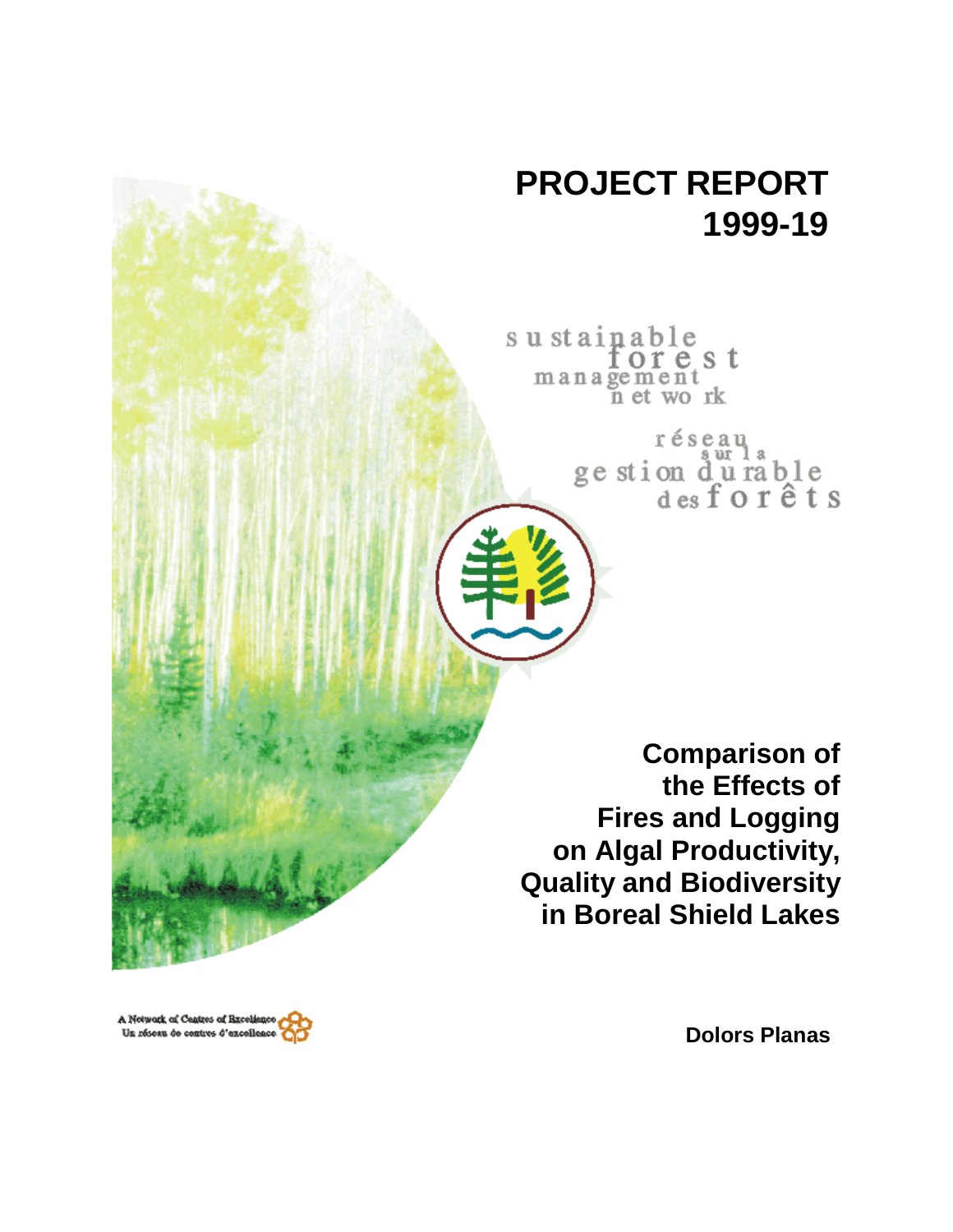# PROJECT REPORT 1999-19

sustainable forest management network

réseau sur la gestion durable des forêts

## Comparison of the Effects of Fires and Logging on Algal Productivity, Quality and Biodiversity in Boreal Shield Lakes

Dolors Planas

A Network of Centres of Excellence
Un réseau de centres d'excellence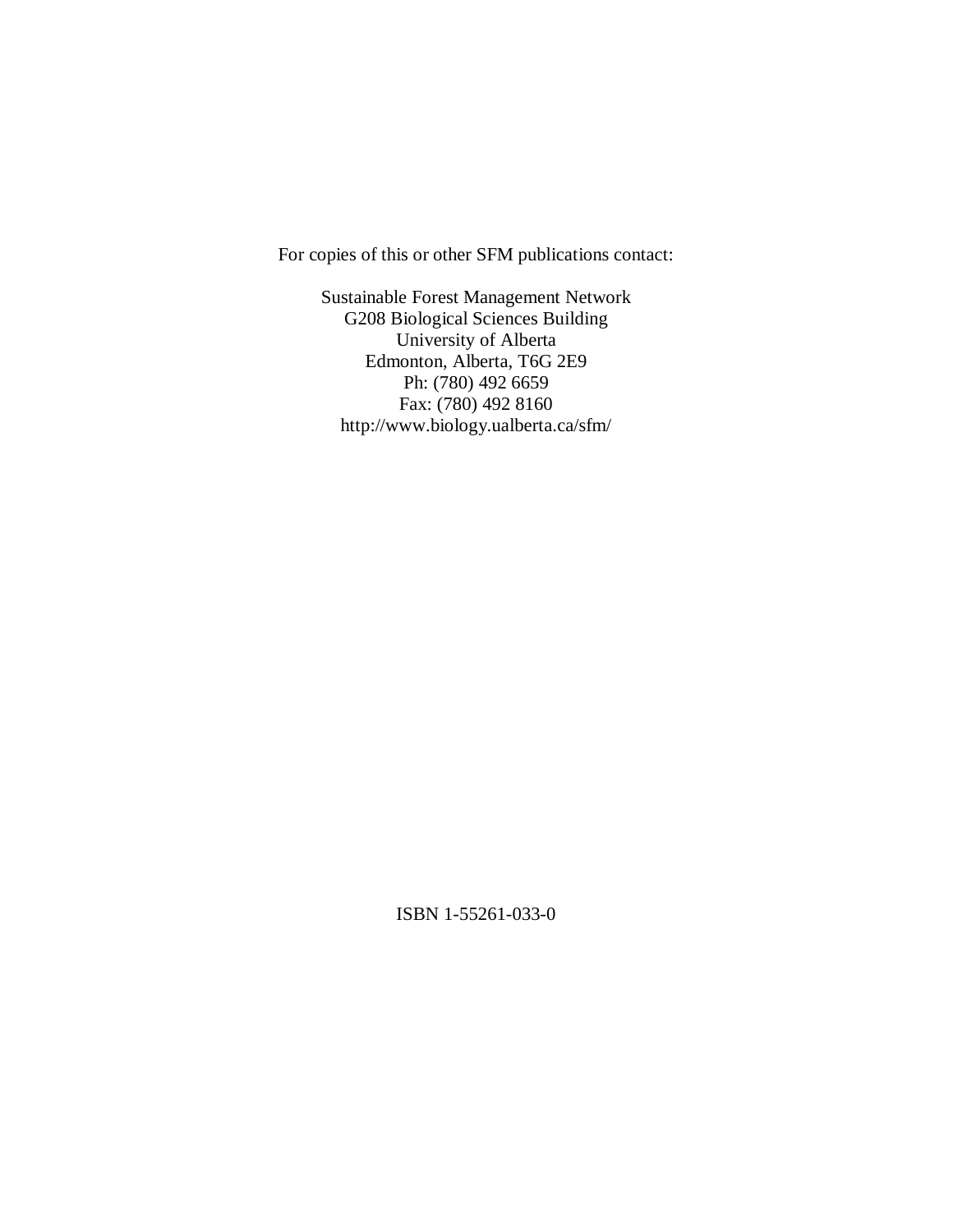For copies of this or other SFM publications contact:

Sustainable Forest Management Network
G208 Biological Sciences Building
University of Alberta
Edmonton, Alberta, T6G 2E9
Ph: (780) 492 6659
Fax: (780) 492 8160
http://www.biology.ualberta.ca/sfm/

ISBN 1-55261-033-0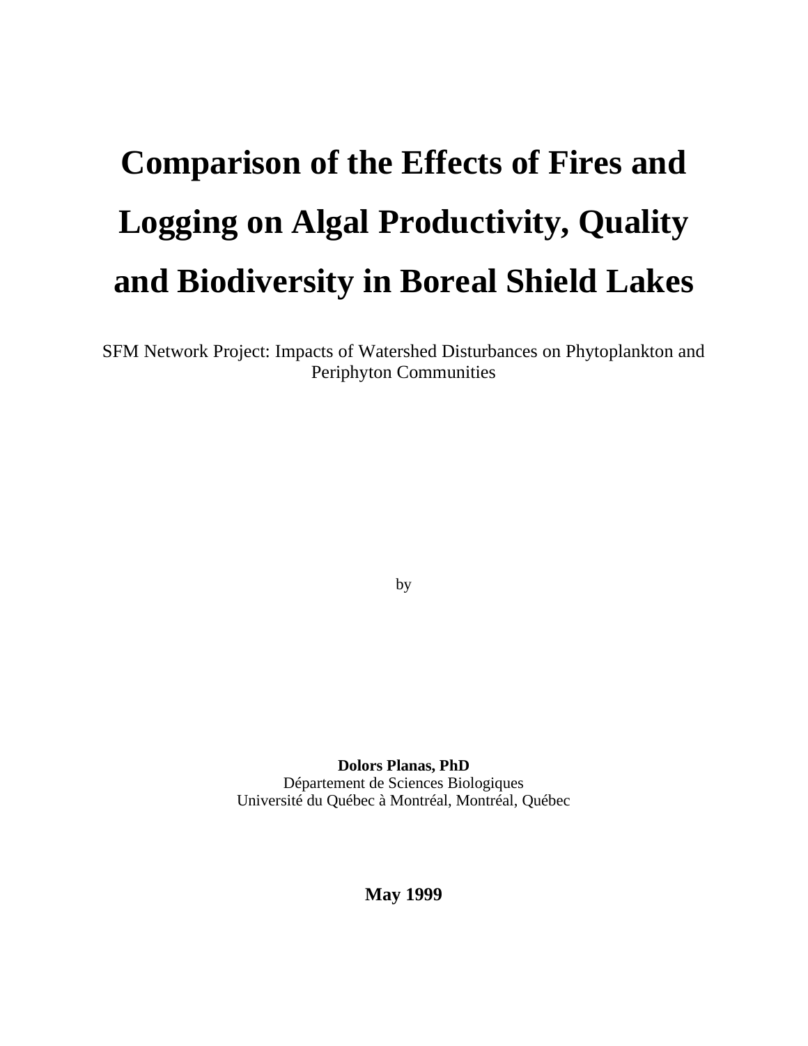# Comparison of the Effects of Fires and Logging on Algal Productivity, Quality and Biodiversity in Boreal Shield Lakes

SFM Network Project: Impacts of Watershed Disturbances on Phytoplankton and Periphyton Communities

by

**Dolors Planas, PhD**
Département de Sciences Biologiques
Université du Québec à Montréal, Montréal, Québec

**May 1999**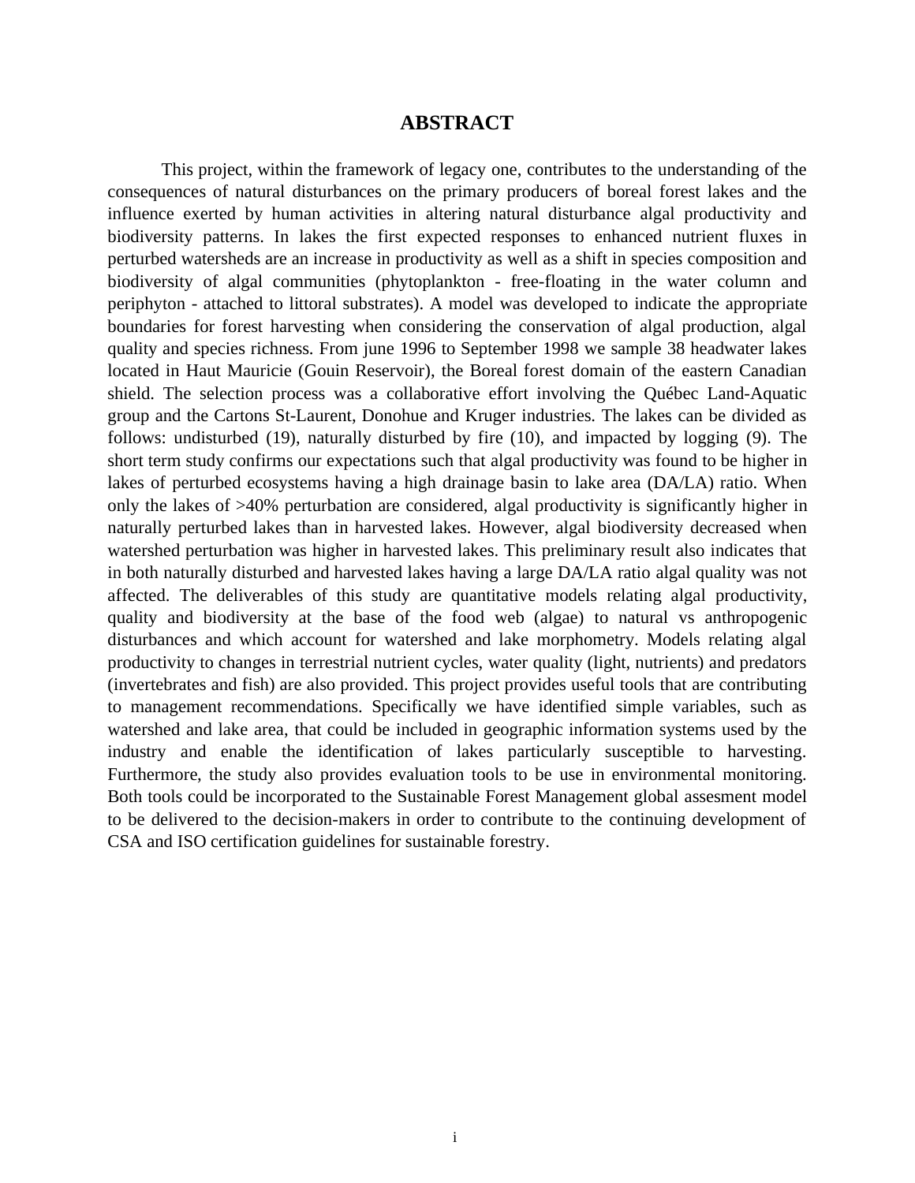# ABSTRACT

This project, within the framework of legacy one, contributes to the understanding of the consequences of natural disturbances on the primary producers of boreal forest lakes and the influence exerted by human activities in altering natural disturbance algal productivity and biodiversity patterns. In lakes the first expected responses to enhanced nutrient fluxes in perturbed watersheds are an increase in productivity as well as a shift in species composition and biodiversity of algal communities (phytoplankton - free-floating in the water column and periphyton - attached to littoral substrates). A model was developed to indicate the appropriate boundaries for forest harvesting when considering the conservation of algal production, algal quality and species richness. From june 1996 to September 1998 we sample 38 headwater lakes located in Haut Mauricie (Gouin Reservoir), the Boreal forest domain of the eastern Canadian shield. The selection process was a collaborative effort involving the Québec Land-Aquatic group and the Cartons St-Laurent, Donohue and Kruger industries. The lakes can be divided as follows: undisturbed (19), naturally disturbed by fire (10), and impacted by logging (9). The short term study confirms our expectations such that algal productivity was found to be higher in lakes of perturbed ecosystems having a high drainage basin to lake area (DA/LA) ratio. When only the lakes of >40% perturbation are considered, algal productivity is significantly higher in naturally perturbed lakes than in harvested lakes. However, algal biodiversity decreased when watershed perturbation was higher in harvested lakes. This preliminary result also indicates that in both naturally disturbed and harvested lakes having a large DA/LA ratio algal quality was not affected. The deliverables of this study are quantitative models relating algal productivity, quality and biodiversity at the base of the food web (algae) to natural vs anthropogenic disturbances and which account for watershed and lake morphometry. Models relating algal productivity to changes in terrestrial nutrient cycles, water quality (light, nutrients) and predators (invertebrates and fish) are also provided. This project provides useful tools that are contributing to management recommendations. Specifically we have identified simple variables, such as watershed and lake area, that could be included in geographic information systems used by the industry and enable the identification of lakes particularly susceptible to harvesting. Furthermore, the study also provides evaluation tools to be use in environmental monitoring. Both tools could be incorporated to the Sustainable Forest Management global assesment model to be delivered to the decision-makers in order to contribute to the continuing development of CSA and ISO certification guidelines for sustainable forestry.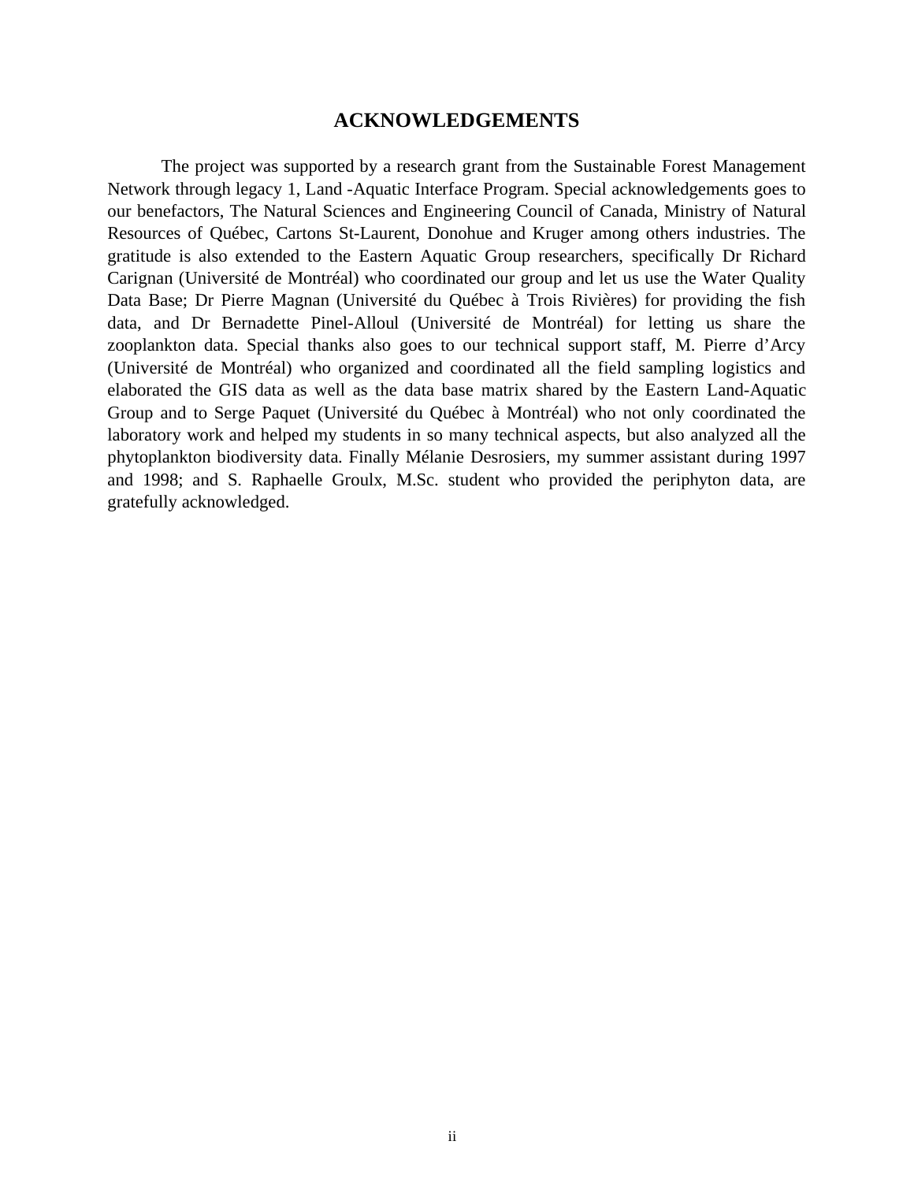## ACKNOWLEDGEMENTS

The project was supported by a research grant from the Sustainable Forest Management Network through legacy 1, Land -Aquatic Interface Program. Special acknowledgements goes to our benefactors, The Natural Sciences and Engineering Council of Canada, Ministry of Natural Resources of Québec, Cartons St-Laurent, Donohue and Kruger among others industries. The gratitude is also extended to the Eastern Aquatic Group researchers, specifically Dr Richard Carignan (Université de Montréal) who coordinated our group and let us use the Water Quality Data Base; Dr Pierre Magnan (Université du Québec à Trois Rivières) for providing the fish data, and Dr Bernadette Pinel-Alloul (Université de Montréal) for letting us share the zooplankton data. Special thanks also goes to our technical support staff, M. Pierre d'Arcy (Université de Montréal) who organized and coordinated all the field sampling logistics and elaborated the GIS data as well as the data base matrix shared by the Eastern Land-Aquatic Group and to Serge Paquet (Université du Québec à Montréal) who not only coordinated the laboratory work and helped my students in so many technical aspects, but also analyzed all the phytoplankton biodiversity data. Finally Mélanie Desrosiers, my summer assistant during 1997 and 1998; and S. Raphaelle Groulx, M.Sc. student who provided the periphyton data, are gratefully acknowledged.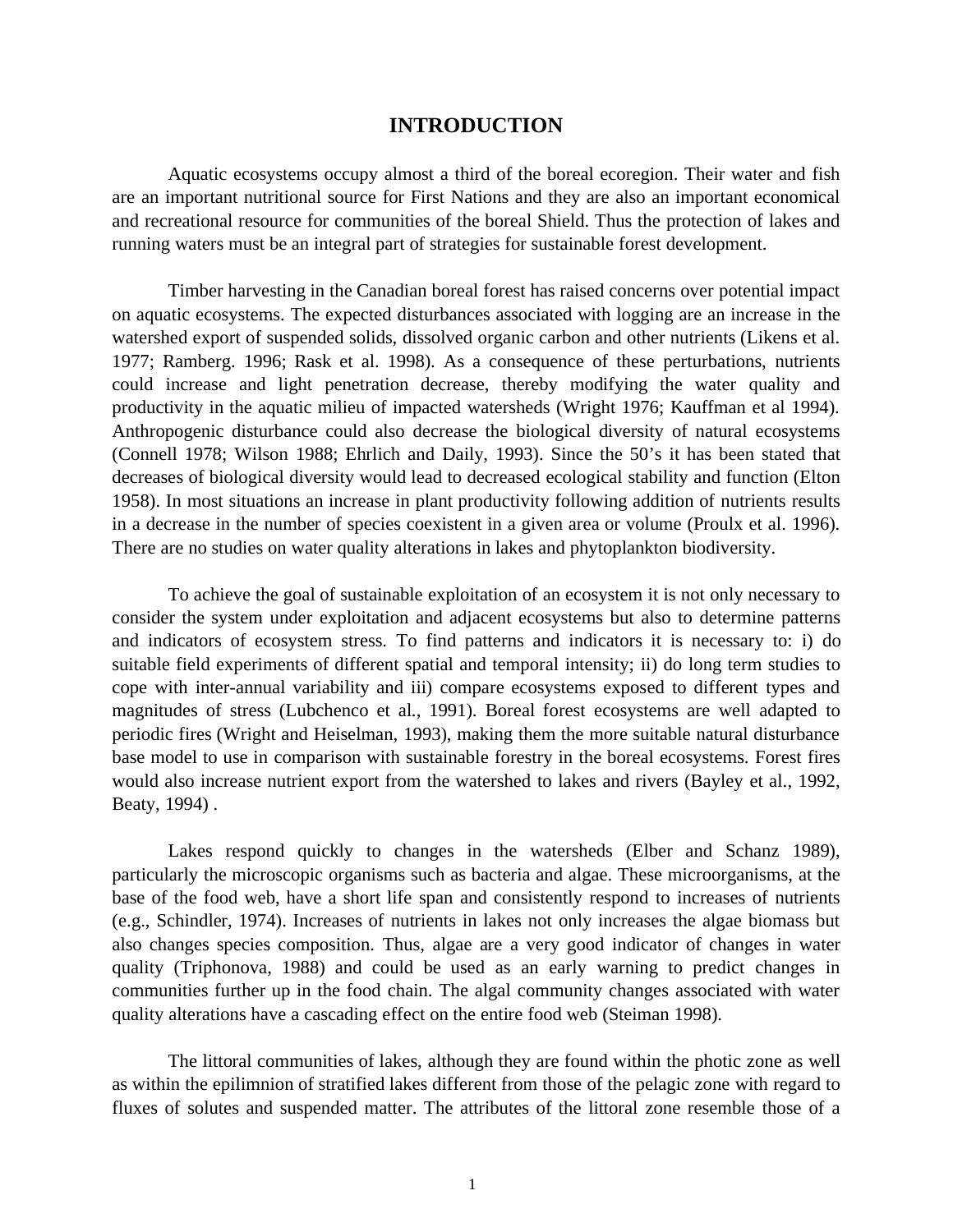# INTRODUCTION

Aquatic ecosystems occupy almost a third of the boreal ecoregion. Their water and fish are an important nutritional source for First Nations and they are also an important economical and recreational resource for communities of the boreal Shield. Thus the protection of lakes and running waters must be an integral part of strategies for sustainable forest development.

Timber harvesting in the Canadian boreal forest has raised concerns over potential impact on aquatic ecosystems. The expected disturbances associated with logging are an increase in the watershed export of suspended solids, dissolved organic carbon and other nutrients (Likens et al. 1977; Ramberg. 1996; Rask et al. 1998). As a consequence of these perturbations, nutrients could increase and light penetration decrease, thereby modifying the water quality and productivity in the aquatic milieu of impacted watersheds (Wright 1976; Kauffman et al 1994). Anthropogenic disturbance could also decrease the biological diversity of natural ecosystems (Connell 1978; Wilson 1988; Ehrlich and Daily, 1993). Since the 50's it has been stated that decreases of biological diversity would lead to decreased ecological stability and function (Elton 1958). In most situations an increase in plant productivity following addition of nutrients results in a decrease in the number of species coexistent in a given area or volume (Proulx et al. 1996). There are no studies on water quality alterations in lakes and phytoplankton biodiversity.

To achieve the goal of sustainable exploitation of an ecosystem it is not only necessary to consider the system under exploitation and adjacent ecosystems but also to determine patterns and indicators of ecosystem stress. To find patterns and indicators it is necessary to: i) do suitable field experiments of different spatial and temporal intensity; ii) do long term studies to cope with inter-annual variability and iii) compare ecosystems exposed to different types and magnitudes of stress (Lubchenco et al., 1991). Boreal forest ecosystems are well adapted to periodic fires (Wright and Heiselman, 1993), making them the more suitable natural disturbance base model to use in comparison with sustainable forestry in the boreal ecosystems. Forest fires would also increase nutrient export from the watershed to lakes and rivers (Bayley et al., 1992, Beaty, 1994) .

Lakes respond quickly to changes in the watersheds (Elber and Schanz 1989), particularly the microscopic organisms such as bacteria and algae. These microorganisms, at the base of the food web, have a short life span and consistently respond to increases of nutrients (e.g., Schindler, 1974). Increases of nutrients in lakes not only increases the algae biomass but also changes species composition. Thus, algae are a very good indicator of changes in water quality (Triphonova, 1988) and could be used as an early warning to predict changes in communities further up in the food chain. The algal community changes associated with water quality alterations have a cascading effect on the entire food web (Steiman 1998).

The littoral communities of lakes, although they are found within the photic zone as well as within the epilimnion of stratified lakes different from those of the pelagic zone with regard to fluxes of solutes and suspended matter. The attributes of the littoral zone resemble those of a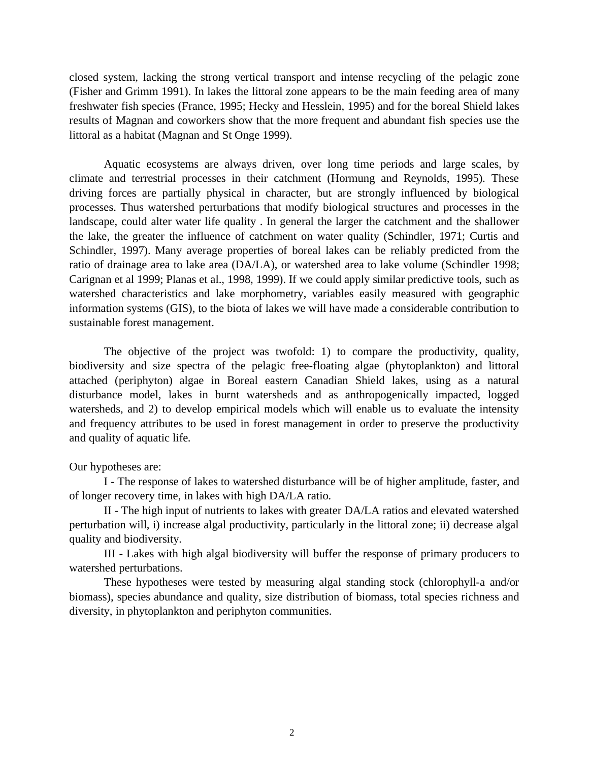closed system, lacking the strong vertical transport and intense recycling of the pelagic zone (Fisher and Grimm 1991). In lakes the littoral zone appears to be the main feeding area of many freshwater fish species (France, 1995; Hecky and Hesslein, 1995) and for the boreal Shield lakes results of Magnan and coworkers show that the more frequent and abundant fish species use the littoral as a habitat (Magnan and St Onge 1999).

Aquatic ecosystems are always driven, over long time periods and large scales, by climate and terrestrial processes in their catchment (Hormung and Reynolds, 1995). These driving forces are partially physical in character, but are strongly influenced by biological processes. Thus watershed perturbations that modify biological structures and processes in the landscape, could alter water life quality . In general the larger the catchment and the shallower the lake, the greater the influence of catchment on water quality (Schindler, 1971; Curtis and Schindler, 1997). Many average properties of boreal lakes can be reliably predicted from the ratio of drainage area to lake area (DA/LA), or watershed area to lake volume (Schindler 1998; Carignan et al 1999; Planas et al., 1998, 1999). If we could apply similar predictive tools, such as watershed characteristics and lake morphometry, variables easily measured with geographic information systems (GIS), to the biota of lakes we will have made a considerable contribution to sustainable forest management.

The objective of the project was twofold: 1) to compare the productivity, quality, biodiversity and size spectra of the pelagic free-floating algae (phytoplankton) and littoral attached (periphyton) algae in Boreal eastern Canadian Shield lakes, using as a natural disturbance model, lakes in burnt watersheds and as anthropogenically impacted, logged watersheds, and 2) to develop empirical models which will enable us to evaluate the intensity and frequency attributes to be used in forest management in order to preserve the productivity and quality of aquatic life.

Our hypotheses are:

I - The response of lakes to watershed disturbance will be of higher amplitude, faster, and of longer recovery time, in lakes with high DA/LA ratio.

II - The high input of nutrients to lakes with greater DA/LA ratios and elevated watershed perturbation will, i) increase algal productivity, particularly in the littoral zone; ii) decrease algal quality and biodiversity.

III - Lakes with high algal biodiversity will buffer the response of primary producers to watershed perturbations.

These hypotheses were tested by measuring algal standing stock (chlorophyll-a and/or biomass), species abundance and quality, size distribution of biomass, total species richness and diversity, in phytoplankton and periphyton communities.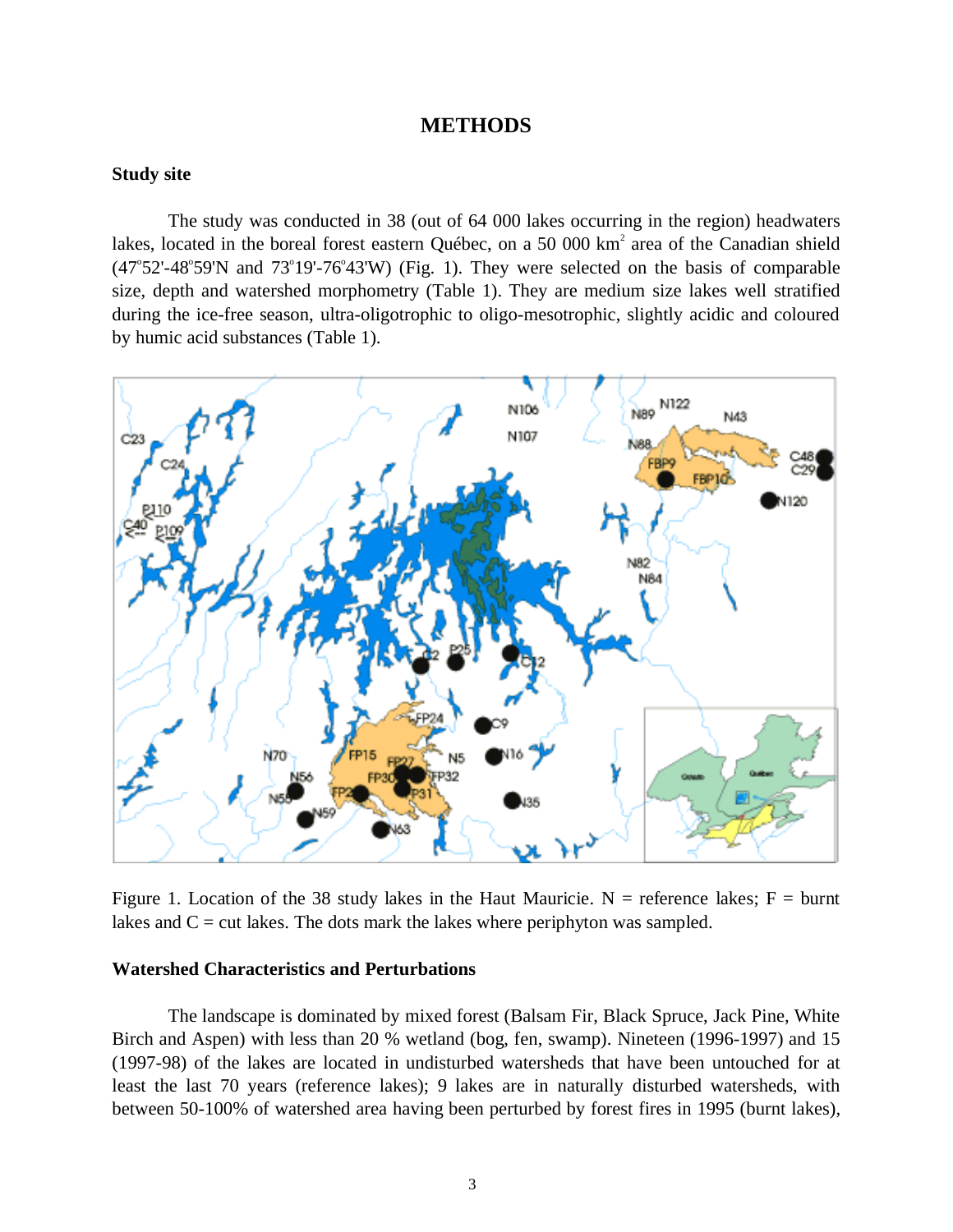# METHODS

## Study site

The study was conducted in 38 (out of 64 000 lakes occurring in the region) headwaters lakes, located in the boreal forest eastern Québec, on a 50 000 km$^2$ area of the Canadian shield (47°52'-48°59'N and 73°19'-76°43'W) (Fig. 1). They were selected on the basis of comparable size, depth and watershed morphometry (Table 1). They are medium size lakes well stratified during the ice-free season, ultra-oligotrophic to oligo-mesotrophic, slightly acidic and coloured by humic acid substances (Table 1).

C23
C24
P110
C40
P109
N106
N107
N89
N122
N43
N88
FBP9
FBP10
C48
C29
N120
N82
N84
C2
P25
C12
FP24
C9
N70
FP15
FP27
N5
N16
N56
FP30
FP32
N55
FP2
P31
N35
N59
N63
Ontario
Québec

Figure 1. Location of the 38 study lakes in the Haut Mauricie. N = reference lakes; F = burnt lakes and C = cut lakes. The dots mark the lakes where periphyton was sampled.

## Watershed Characteristics and Perturbations

The landscape is dominated by mixed forest (Balsam Fir, Black Spruce, Jack Pine, White Birch and Aspen) with less than 20 % wetland (bog, fen, swamp). Nineteen (1996-1997) and 15 (1997-98) of the lakes are located in undisturbed watersheds that have been untouched for at least the last 70 years (reference lakes); 9 lakes are in naturally disturbed watersheds, with between 50-100% of watershed area having been perturbed by forest fires in 1995 (burnt lakes),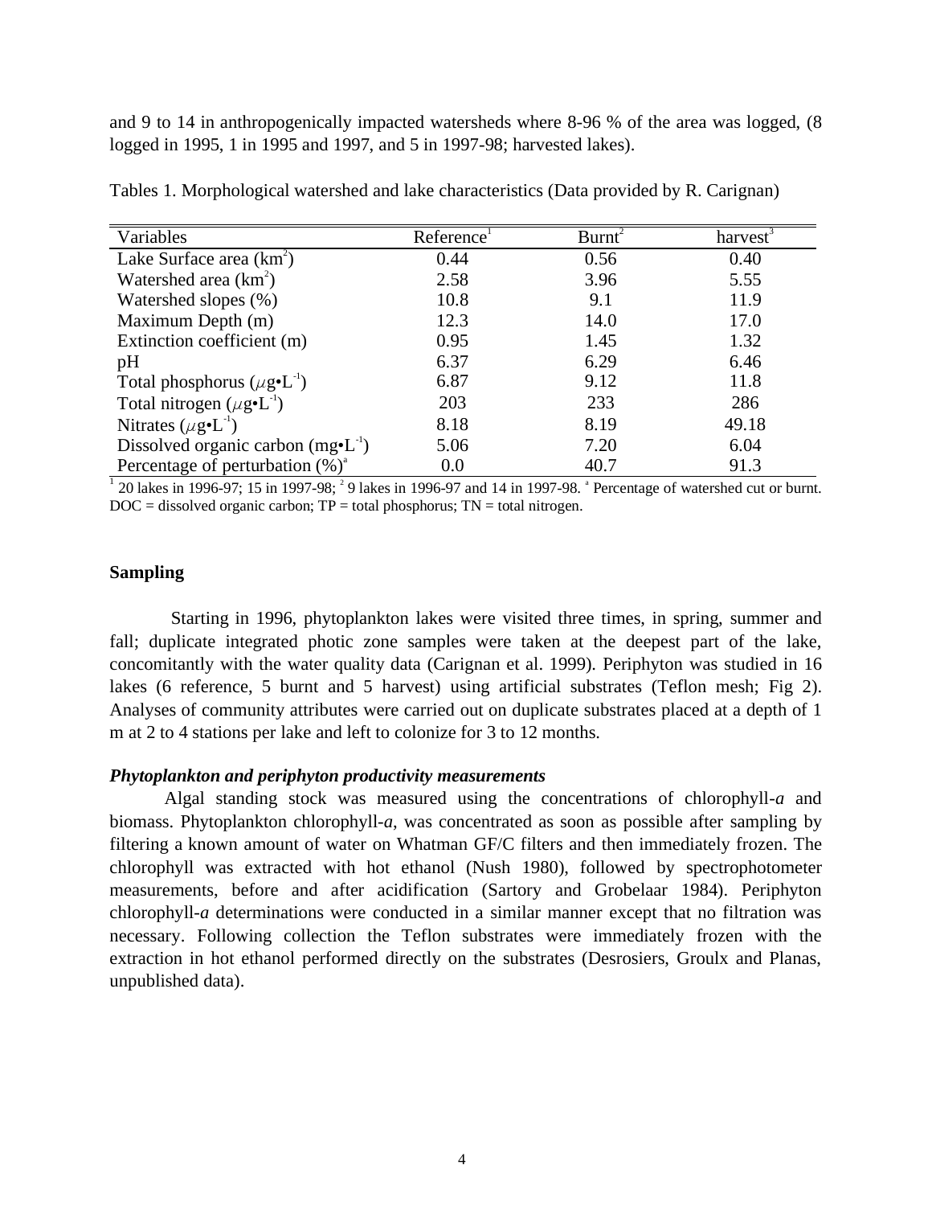and 9 to 14 in anthropogenically impacted watersheds where 8-96 % of the area was logged, (8 logged in 1995, 1 in 1995 and 1997, and 5 in 1997-98; harvested lakes).

Tables 1. Morphological watershed and lake characteristics (Data provided by R. Carignan)

| Variables | Reference[1] | Burnt[2] | harvest[3] |
|---|---|---|---|
| Lake Surface area ($km^2$) | 0.44 | 0.56 | 0.40 |
| Watershed area ($km^2$) | 2.58 | 3.96 | 5.55 |
| Watershed slopes (%) | 10.8 | 9.1 | 11.9 |
| Maximum Depth (m) | 12.3 | 14.0 | 17.0 |
| Extinction coefficient (m) | 0.95 | 1.45 | 1.32 |
| pH | 6.37 | 6.29 | 6.46 |
| Total phosphorus ($\mu g \cdot L^{-1}$) | 6.87 | 9.12 | 11.8 |
| Total nitrogen ($\mu g \cdot L^{-1}$) | 203 | 233 | 286 |
| Nitrates ($\mu g \cdot L^{-1}$) | 8.18 | 8.19 | 49.18 |
| Dissolved organic carbon ($mg \cdot L^{-1}$) | 5.06 | 7.20 | 6.04 |
| Percentage of perturbation (%)[a] | 0.0 | 40.7 | 91.3 |

[1] 20 lakes in 1996-97; 15 in 1997-98; [2] 9 lakes in 1996-97 and 14 in 1997-98. [a] Percentage of watershed cut or burnt. DOC = dissolved organic carbon; TP = total phosphorus; TN = total nitrogen.

**Sampling**

Starting in 1996, phytoplankton lakes were visited three times, in spring, summer and fall; duplicate integrated photic zone samples were taken at the deepest part of the lake, concomitantly with the water quality data (Carignan et al. 1999). Periphyton was studied in 16 lakes (6 reference, 5 burnt and 5 harvest) using artificial substrates (Teflon mesh; Fig 2). Analyses of community attributes were carried out on duplicate substrates placed at a depth of 1 m at 2 to 4 stations per lake and left to colonize for 3 to 12 months.

***Phytoplankton and periphyton productivity measurements***

Algal standing stock was measured using the concentrations of chlorophyll-*a* and biomass. Phytoplankton chlorophyll-*a*, was concentrated as soon as possible after sampling by filtering a known amount of water on Whatman GF/C filters and then immediately frozen. The chlorophyll was extracted with hot ethanol (Nush 1980), followed by spectrophotometer measurements, before and after acidification (Sartory and Grobelaar 1984). Periphyton chlorophyll-*a* determinations were conducted in a similar manner except that no filtration was necessary. Following collection the Teflon substrates were immediately frozen with the extraction in hot ethanol performed directly on the substrates (Desrosiers, Groulx and Planas, unpublished data).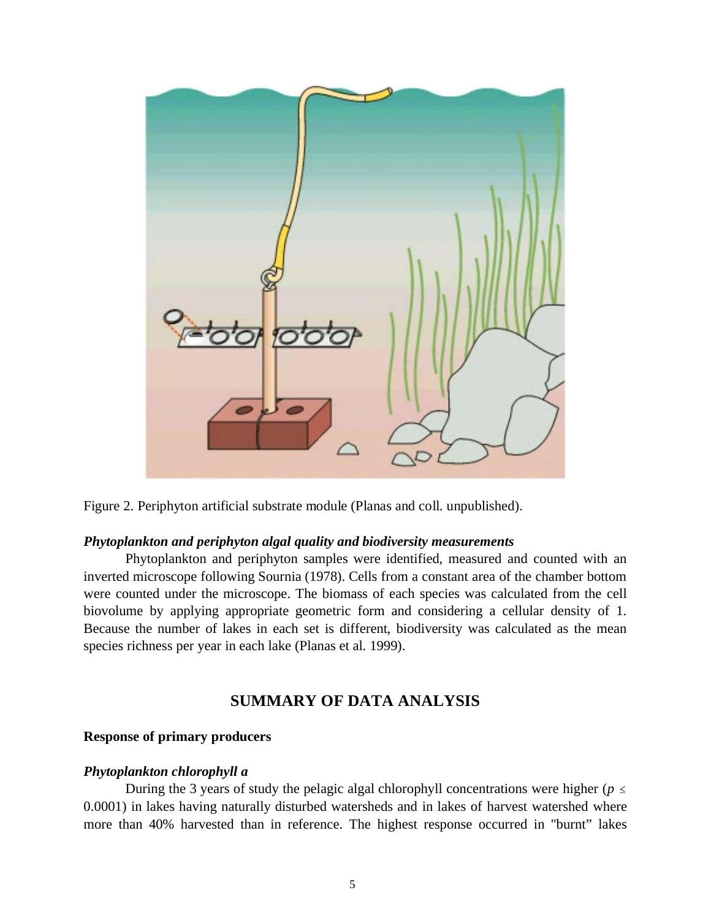Figure 2. Periphyton artificial substrate module (Planas and coll. unpublished).

***Phytoplankton and periphyton algal quality and biodiversity measurements***

Phytoplankton and periphyton samples were identified, measured and counted with an inverted microscope following Sournia (1978). Cells from a constant area of the chamber bottom were counted under the microscope. The biomass of each species was calculated from the cell biovolume by applying appropriate geometric form and considering a cellular density of 1. Because the number of lakes in each set is different, biodiversity was calculated as the mean species richness per year in each lake (Planas et al. 1999).

## SUMMARY OF DATA ANALYSIS

**Response of primary producers**

***Phytoplankton chlorophyll a***

During the 3 years of study the pelagic algal chlorophyll concentrations were higher ($p \leq 0.0001$) in lakes having naturally disturbed watersheds and in lakes of harvest watershed where more than 40% harvested than in reference. The highest response occurred in "burnt" lakes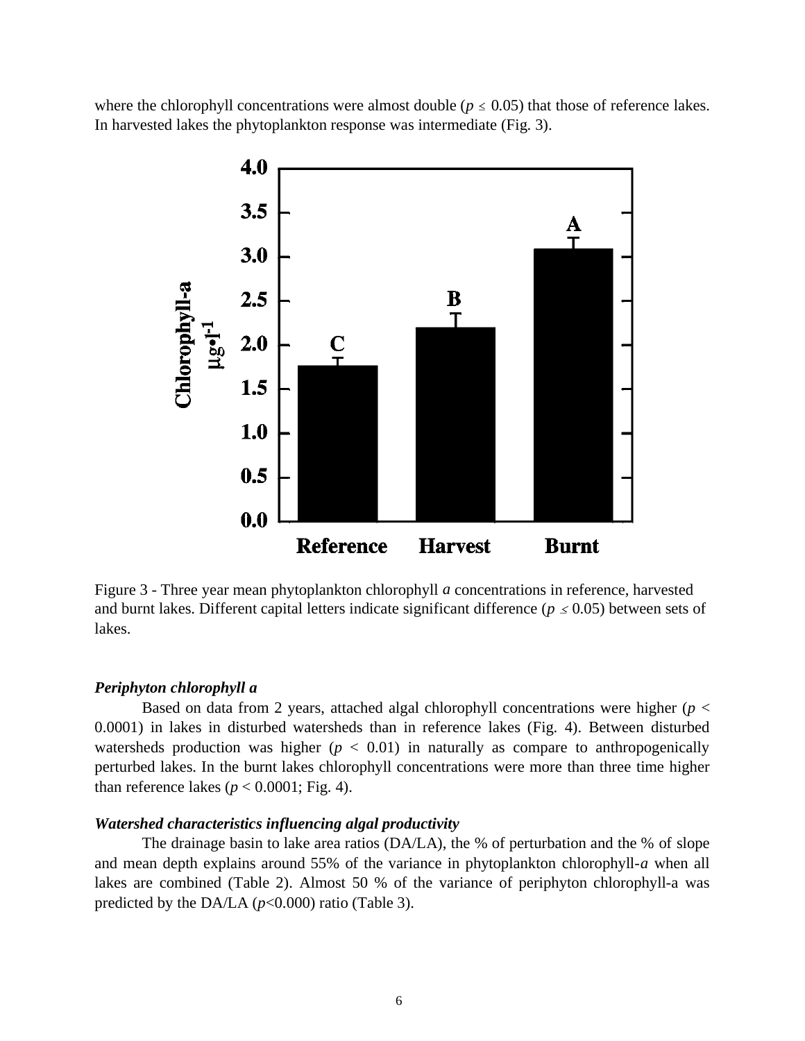where the chlorophyll concentrations were almost double ($p \leq 0.05$) that those of reference lakes. In harvested lakes the phytoplankton response was intermediate (Fig. 3).

Chlorophyll-a
$\mu g \bullet l^{-1}$

4.0
3.5
3.0
2.5
2.0
1.5
1.0
0.5
0.0

C
B
A

Reference
Harvest
Burnt

Figure 3 - Three year mean phytoplankton chlorophyll *a* concentrations in reference, harvested and burnt lakes. Different capital letters indicate significant difference ($p \leq 0.05$) between sets of lakes.

### *Periphyton chlorophyll a*

Based on data from 2 years, attached algal chlorophyll concentrations were higher ($p < 0.0001$) in lakes in disturbed watersheds than in reference lakes (Fig. 4). Between disturbed watersheds production was higher ($p < 0.01$) in naturally as compare to anthropogenically perturbed lakes. In the burnt lakes chlorophyll concentrations were more than three time higher than reference lakes ($p < 0.0001$; Fig. 4).

### *Watershed characteristics influencing algal productivity*

The drainage basin to lake area ratios (DA/LA), the % of perturbation and the % of slope and mean depth explains around 55% of the variance in phytoplankton chlorophyll-*a* when all lakes are combined (Table 2). Almost 50 % of the variance of periphyton chlorophyll-a was predicted by the DA/LA ($p<0.000$) ratio (Table 3).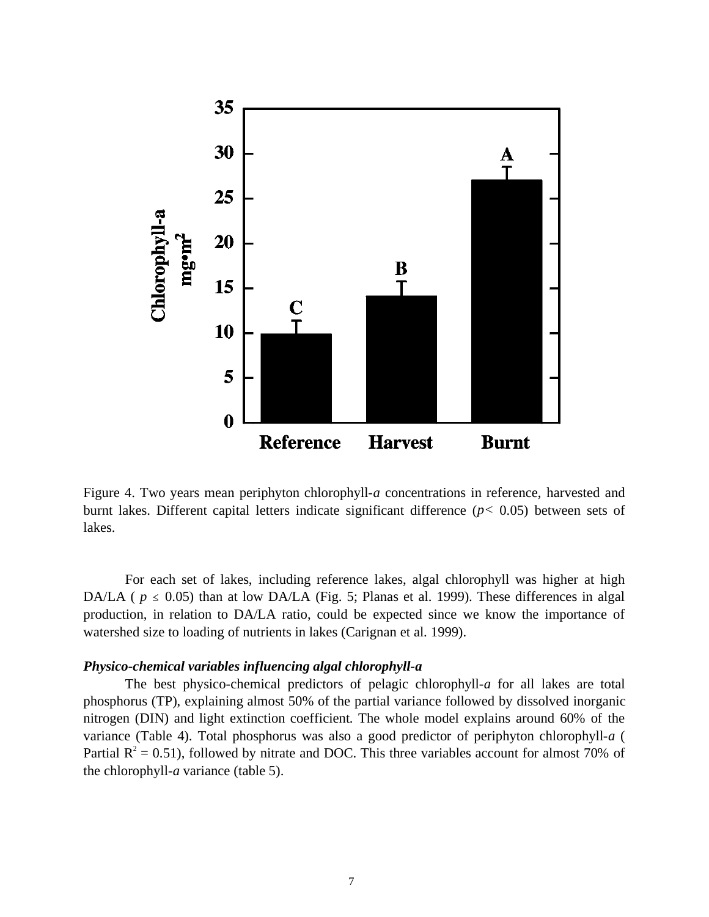35
30
25
20
15
10
5
0

Chlorophyll-a
mg•m$^2$

C
B
A

Reference
Harvest
Burnt

Figure 4. Two years mean periphyton chlorophyll-*a* concentrations in reference, harvested and burnt lakes. Different capital letters indicate significant difference ($p < 0.05$) between sets of lakes.

For each set of lakes, including reference lakes, algal chlorophyll was higher at high DA/LA ( $p \leq 0.05$) than at low DA/LA (Fig. 5; Planas et al. 1999). These differences in algal production, in relation to DA/LA ratio, could be expected since we know the importance of watershed size to loading of nutrients in lakes (Carignan et al. 1999).

### *Physico-chemical variables influencing algal chlorophyll-a*

The best physico-chemical predictors of pelagic chlorophyll-*a* for all lakes are total phosphorus (TP), explaining almost 50% of the partial variance followed by dissolved inorganic nitrogen (DIN) and light extinction coefficient. The whole model explains around 60% of the variance (Table 4). Total phosphorus was also a good predictor of periphyton chlorophyll-*a* ( Partial $R^2 = 0.51$), followed by nitrate and DOC. This three variables account for almost 70% of the chlorophyll-*a* variance (table 5).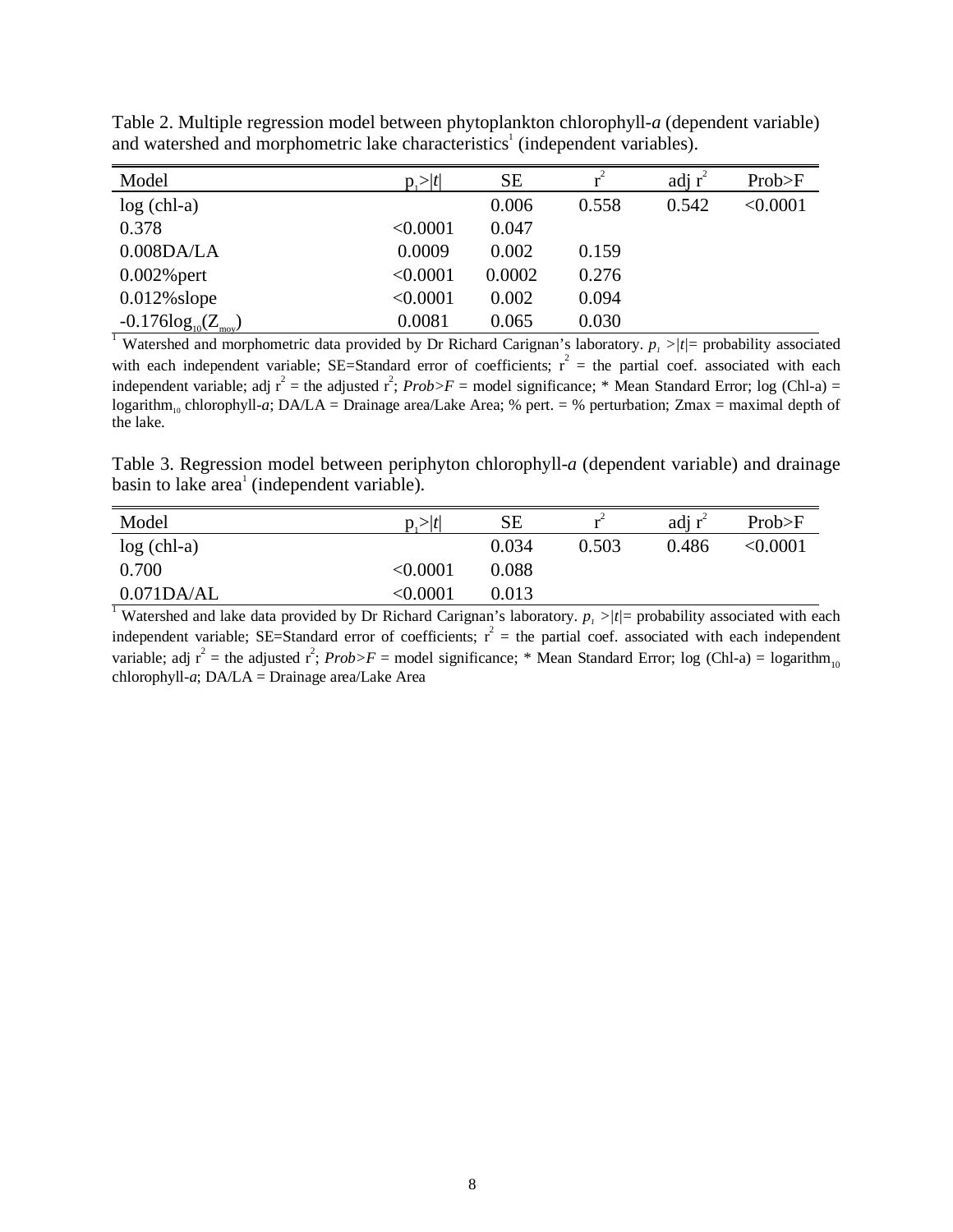Table 2. Multiple regression model between phytoplankton chlorophyll-*a* (dependent variable) and watershed and morphometric lake characteristics[1] (independent variables).

| Model | $p_1 > \|t\|$ | SE | $r^2$ | adj $r^2$ | Prob>F |
|---|---|---|---|---|---|
| log (chl-a) | | 0.006 | 0.558 | 0.542 | <0.0001 |
| 0.378 | <0.0001 | 0.047 | | | |
| 0.008DA/LA | 0.0009 | 0.002 | 0.159 | | |
| 0.002%pert | <0.0001 | 0.0002 | 0.276 | | |
| 0.012%slope | <0.0001 | 0.002 | 0.094 | | |
| $-0.176\log_{10}(Z_{mov})$ | 0.0081 | 0.065 | 0.030 | | |

[1] Watershed and morphometric data provided by Dr Richard Carignan's laboratory. $p_1 > |t|$= probability associated with each independent variable; SE=Standard error of coefficients; $r^2$ = the partial coef. associated with each independent variable; adj $r^2$ = the adjusted $r^2$; *Prob>F* = model significance; * Mean Standard Error; log (Chl-a) = $\text{logarithm}_{10}$ chlorophyll-*a*; DA/LA = Drainage area/Lake Area; % pert. = % perturbation; Zmax = maximal depth of the lake.

Table 3. Regression model between periphyton chlorophyll-*a* (dependent variable) and drainage basin to lake area[1] (independent variable).

| Model | $p_1 > \|t\|$ | SE | $r^2$ | adj $r^2$ | Prob>F |
|---|---|---|---|---|---|
| log (chl-a) | | 0.034 | 0.503 | 0.486 | <0.0001 |
| 0.700 | <0.0001 | 0.088 | | | |
| 0.071DA/AL | <0.0001 | 0.013 | | | |

[1] Watershed and lake data provided by Dr Richard Carignan's laboratory. $p_1 > |t|$= probability associated with each independent variable; SE=Standard error of coefficients; $r^2$ = the partial coef. associated with each independent variable; adj $r^2$ = the adjusted $r^2$; *Prob>F* = model significance; * Mean Standard Error; log (Chl-a) = $\text{logarithm}_{10}$ chlorophyll-*a*; DA/LA = Drainage area/Lake Area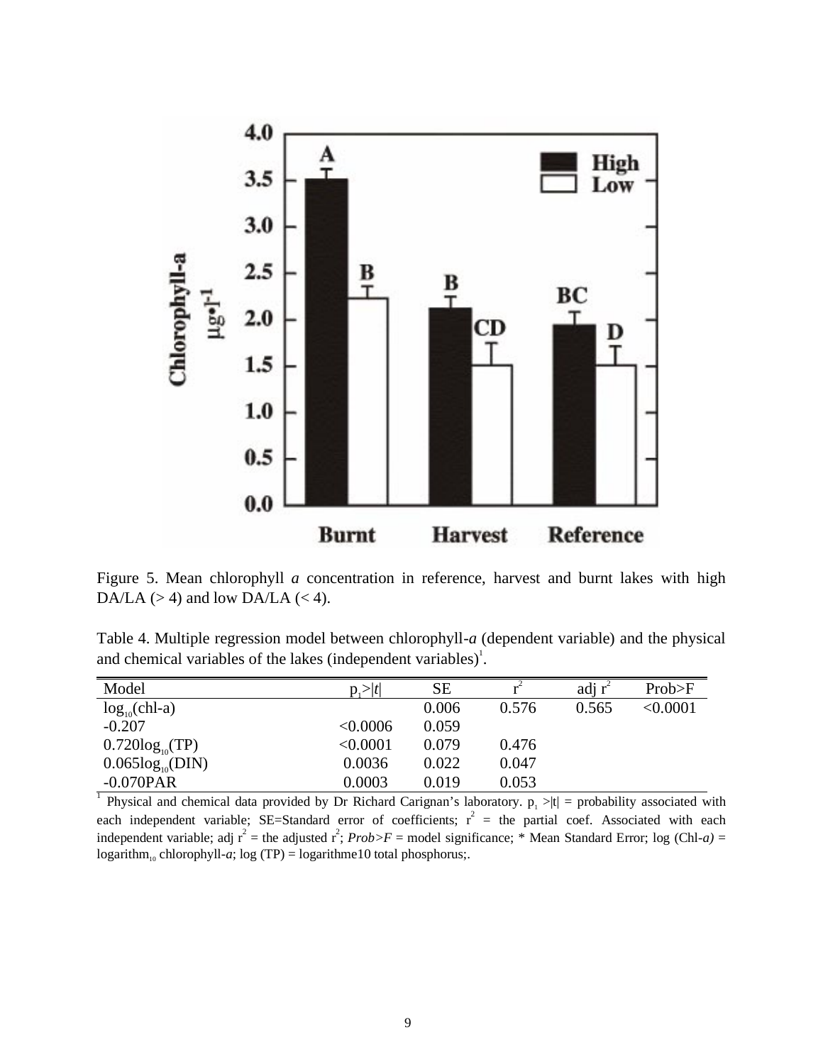Figure 5. Mean chlorophyll *a* concentration in reference, harvest and burnt lakes with high DA/LA (> 4) and low DA/LA (< 4).

Table 4. Multiple regression model between chlorophyll-*a* (dependent variable) and the physical and chemical variables of the lakes (independent variables)[1].

| Model | $p_1>\|t\|$ | SE | $r^2$ | adj $r^2$ | Prob>F |
|---|---|---|---|---|---|
| $\log_{10}$(chl-a) | | 0.006 | 0.576 | 0.565 | <0.0001 |
| -0.207 | <0.0006 | 0.059 | | | |
| 0.720$\log_{10}$(TP) | <0.0001 | 0.079 | 0.476 | | |
| 0.065$\log_{10}$(DIN) | 0.0036 | 0.022 | 0.047 | | |
| -0.070PAR | 0.0003 | 0.019 | 0.053 | | |

[1] Physical and chemical data provided by Dr Richard Carignan's laboratory. $p_1 >|t|$ = probability associated with each independent variable; SE=Standard error of coefficients; $r^2$ = the partial coef. Associated with each independent variable; adj $r^2$ = the adjusted $r^2$; *Prob>F* = model significance; * Mean Standard Error; log (Chl-*a)* = $\text{logarithm}_{10}$ chlorophyll-*a*; log (TP) = logarithme10 total phosphorus;.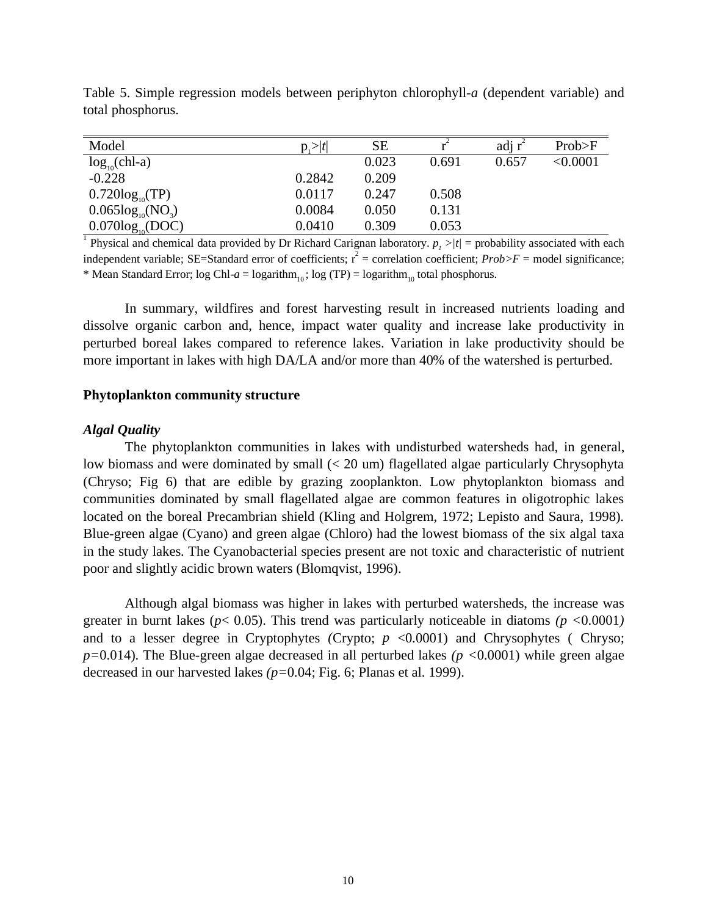Table 5. Simple regression models between periphyton chlorophyll-*a* (dependent variable) and total phosphorus.

| Model | $p_1 > \|t\|$ | SE | $r^2$ | adj $r^2$ | Prob>F |
|---|---|---|---|---|---|
| $\log_{10}$(chl-a) | | 0.023 | 0.691 | 0.657 | <0.0001 |
| -0.228 | 0.2842 | 0.209 | | | |
| 0.720$\log_{10}$(TP) | 0.0117 | 0.247 | 0.508 | | |
| 0.065$\log_{10}$($NO_3$) | 0.0084 | 0.050 | 0.131 | | |
| 0.070$\log_{10}$(DOC) | 0.0410 | 0.309 | 0.053 | | |

[1] Physical and chemical data provided by Dr Richard Carignan laboratory. $p_1 > |t|$ = probability associated with each independent variable; SE=Standard error of coefficients; $r^2$ = correlation coefficient; *Prob>F* = model significance; * Mean Standard Error; log Chl-*a* = $\text{logarithm}_{10}$ ; log (TP) = $\text{logarithm}_{10}$ total phosphorus.

In summary, wildfires and forest harvesting result in increased nutrients loading and dissolve organic carbon and, hence, impact water quality and increase lake productivity in perturbed boreal lakes compared to reference lakes. Variation in lake productivity should be more important in lakes with high DA/LA and/or more than 40% of the watershed is perturbed.

**Phytoplankton community structure**

***Algal Quality***

The phytoplankton communities in lakes with undisturbed watersheds had, in general, low biomass and were dominated by small (< 20 um) flagellated algae particularly Chrysophyta (Chryso; Fig 6) that are edible by grazing zooplankton. Low phytoplankton biomass and communities dominated by small flagellated algae are common features in oligotrophic lakes located on the boreal Precambrian shield (Kling and Holgrem, 1972; Lepisto and Saura, 1998). Blue-green algae (Cyano) and green algae (Chloro) had the lowest biomass of the six algal taxa in the study lakes. The Cyanobacterial species present are not toxic and characteristic of nutrient poor and slightly acidic brown waters (Blomqvist, 1996).

Although algal biomass was higher in lakes with perturbed watersheds, the increase was greater in burnt lakes ($p < 0.05$). This trend was particularly noticeable in diatoms *(*$p < 0.0001$*)* and to a lesser degree in Cryptophytes *(*Crypto; $p < 0.0001$) and Chrysophytes ( Chryso; $p = 0.014$). The Blue-green algae decreased in all perturbed lakes *(*$p < 0.0001$) while green algae decreased in our harvested lakes *(*$p = 0.04$; Fig. 6; Planas et al. 1999).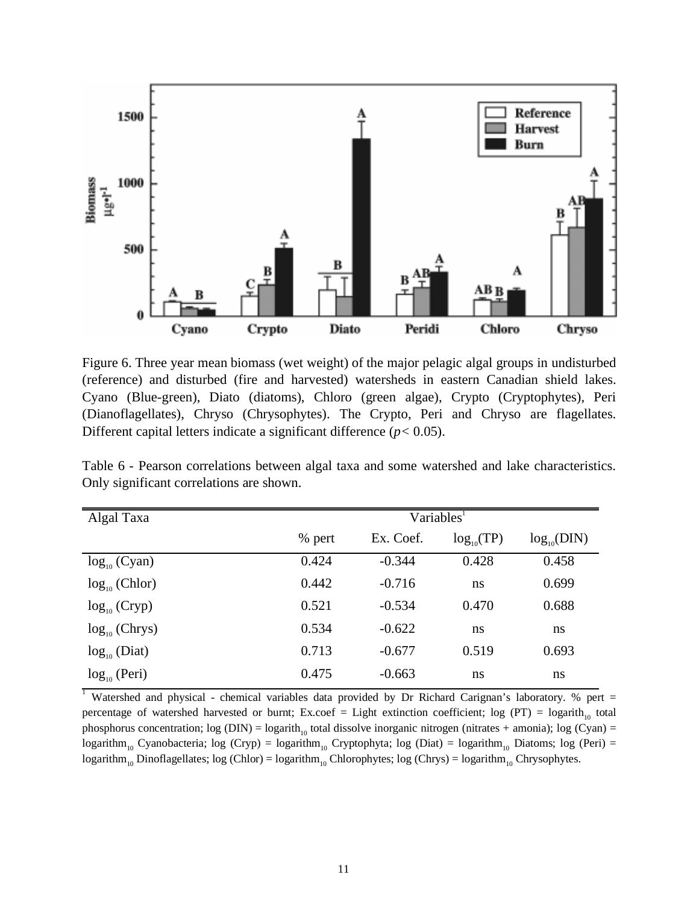Biomass
µg•l⁻¹

1500
1000
500
0

Reference
Harvest
Burn

A B
C B A
B A
B AB A
AB B A
B AB A

Cyano Crypto Diato Peridi Chloro Chryso

Figure 6. Three year mean biomass (wet weight) of the major pelagic algal groups in undisturbed (reference) and disturbed (fire and harvested) watersheds in eastern Canadian shield lakes. Cyano (Blue-green), Diato (diatoms), Chloro (green algae), Crypto (Cryptophytes), Peri (Dianoflagellates), Chryso (Chrysophytes). The Crypto, Peri and Chryso are flagellates. Different capital letters indicate a significant difference ($p < 0.05$).

Table 6 - Pearson correlations between algal taxa and some watershed and lake characteristics. Only significant correlations are shown.

| Algal Taxa | Variables[1] | | | |
|---|---|---|---|---|
| | % pert | Ex. Coef. | $\log_{10}$(TP) | $\log_{10}$(DIN) |
| $\log_{10}$ (Cyan) | 0.424 | -0.344 | 0.428 | 0.458 |
| $\log_{10}$ (Chlor) | 0.442 | -0.716 | ns | 0.699 |
| $\log_{10}$ (Cryp) | 0.521 | -0.534 | 0.470 | 0.688 |
| $\log_{10}$ (Chrys) | 0.534 | -0.622 | ns | ns |
| $\log_{10}$ (Diat) | 0.713 | -0.677 | 0.519 | 0.693 |
| $\log_{10}$ (Peri) | 0.475 | -0.663 | ns | ns |

[1] Watershed and physical - chemical variables data provided by Dr Richard Carignan's laboratory. % pert = percentage of watershed harvested or burnt; Ex.coef = Light extinction coefficient; log (PT) = logarith$_{10}$ total phosphorus concentration; log (DIN) = logarith$_{10}$ total dissolve inorganic nitrogen (nitrates + amonia); log (Cyan) = logarithm$_{10}$ Cyanobacteria; log (Cryp) = logarithm$_{10}$ Cryptophyta; log (Diat) = logarithm$_{10}$ Diatoms; log (Peri) = logarithm$_{10}$ Dinoflagellates; log (Chlor) = logarithm$_{10}$ Chlorophytes; log (Chrys) = logarithm$_{10}$ Chrysophytes.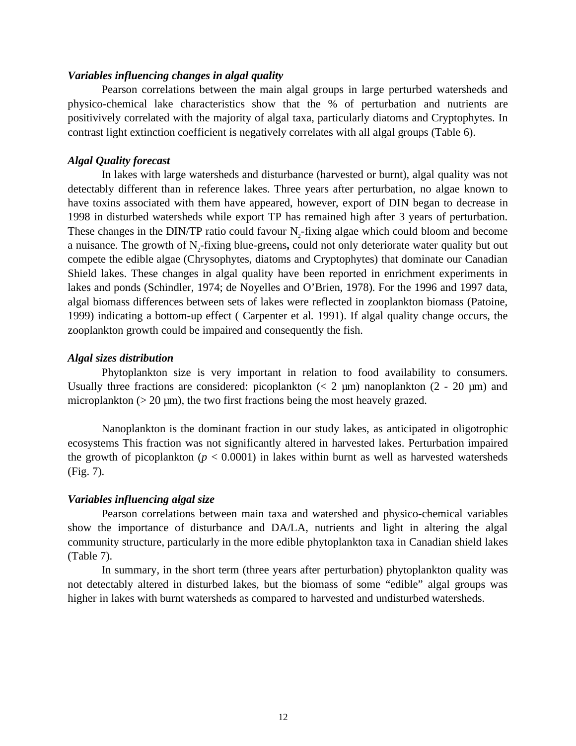### *Variables influencing changes in algal quality*

Pearson correlations between the main algal groups in large perturbed watersheds and physico-chemical lake characteristics show that the % of perturbation and nutrients are positivively correlated with the majority of algal taxa, particularly diatoms and Cryptophytes. In contrast light extinction coefficient is negatively correlates with all algal groups (Table 6).

### *Algal Quality forecast*

In lakes with large watersheds and disturbance (harvested or burnt), algal quality was not detectably different than in reference lakes. Three years after perturbation, no algae known to have toxins associated with them have appeared, however, export of DIN began to decrease in 1998 in disturbed watersheds while export TP has remained high after 3 years of perturbation. These changes in the DIN/TP ratio could favour $N_2$-fixing algae which could bloom and become a nuisance. The growth of $N_2$-fixing blue-greens**,** could not only deteriorate water quality but out compete the edible algae (Chrysophytes, diatoms and Cryptophytes) that dominate our Canadian Shield lakes. These changes in algal quality have been reported in enrichment experiments in lakes and ponds (Schindler, 1974; de Noyelles and O'Brien, 1978). For the 1996 and 1997 data, algal biomass differences between sets of lakes were reflected in zooplankton biomass (Patoine, 1999) indicating a bottom-up effect ( Carpenter et al. 1991). If algal quality change occurs, the zooplankton growth could be impaired and consequently the fish.

### *Algal sizes distribution*

Phytoplankton size is very important in relation to food availability to consumers. Usually three fractions are considered: picoplankton (< 2 µm) nanoplankton (2 - 20 µm) and microplankton (> 20 µm), the two first fractions being the most heavely grazed.

Nanoplankton is the dominant fraction in our study lakes, as anticipated in oligotrophic ecosystems This fraction was not significantly altered in harvested lakes. Perturbation impaired the growth of picoplankton ($p < 0.0001$) in lakes within burnt as well as harvested watersheds (Fig. 7).

### *Variables influencing algal size*

Pearson correlations between main taxa and watershed and physico-chemical variables show the importance of disturbance and DA/LA, nutrients and light in altering the algal community structure, particularly in the more edible phytoplankton taxa in Canadian shield lakes (Table 7).

In summary, in the short term (three years after perturbation) phytoplankton quality was not detectably altered in disturbed lakes, but the biomass of some "edible" algal groups was higher in lakes with burnt watersheds as compared to harvested and undisturbed watersheds.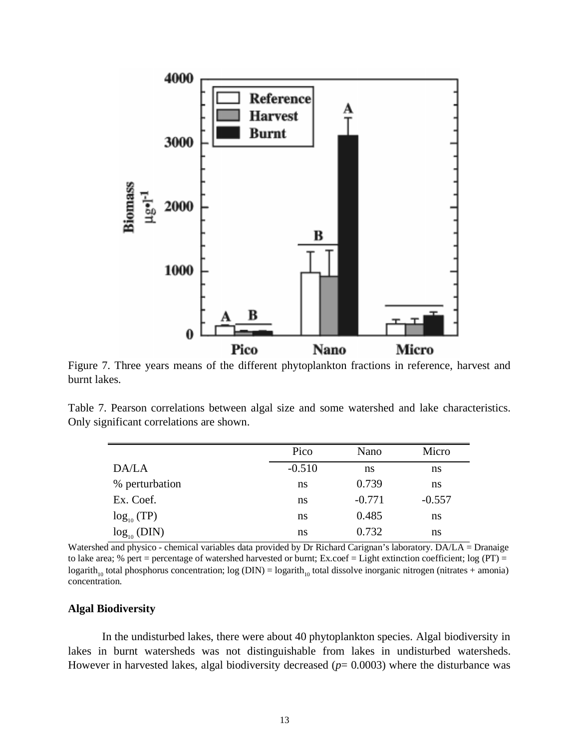4000

Reference

Harvest

Burnt

3000

Biomass

µg•l-1

2000

1000

0

A

B

A

B

Pico

Nano

Micro

Figure 7. Three years means of the different phytoplankton fractions in reference, harvest and burnt lakes.

Table 7. Pearson correlations between algal size and some watershed and lake characteristics. Only significant correlations are shown.

| | Pico | Nano | Micro |
|---|---|---|---|
| DA/LA | -0.510 | ns | ns |
| % perturbation | ns | 0.739 | ns |
| Ex. Coef. | ns | -0.771 | -0.557 |
| $\log_{10}$ (TP) | ns | 0.485 | ns |
| $\log_{10}$ (DIN) | ns | 0.732 | ns |

Watershed and physico - chemical variables data provided by Dr Richard Carignan's laboratory. DA/LA = Dranaige to lake area; % pert = percentage of watershed harvested or burnt; Ex.coef = Light extinction coefficient; log (PT) = $\text{logarith}_{10}$ total phosphorus concentration; log (DIN) = $\text{logarith}_{10}$ total dissolve inorganic nitrogen (nitrates + amonia) concentration.

**Algal Biodiversity**

In the undisturbed lakes, there were about 40 phytoplankton species. Algal biodiversity in lakes in burnt watersheds was not distinguishable from lakes in undisturbed watersheds. However in harvested lakes, algal biodiversity decreased ($p$= 0.0003) where the disturbance was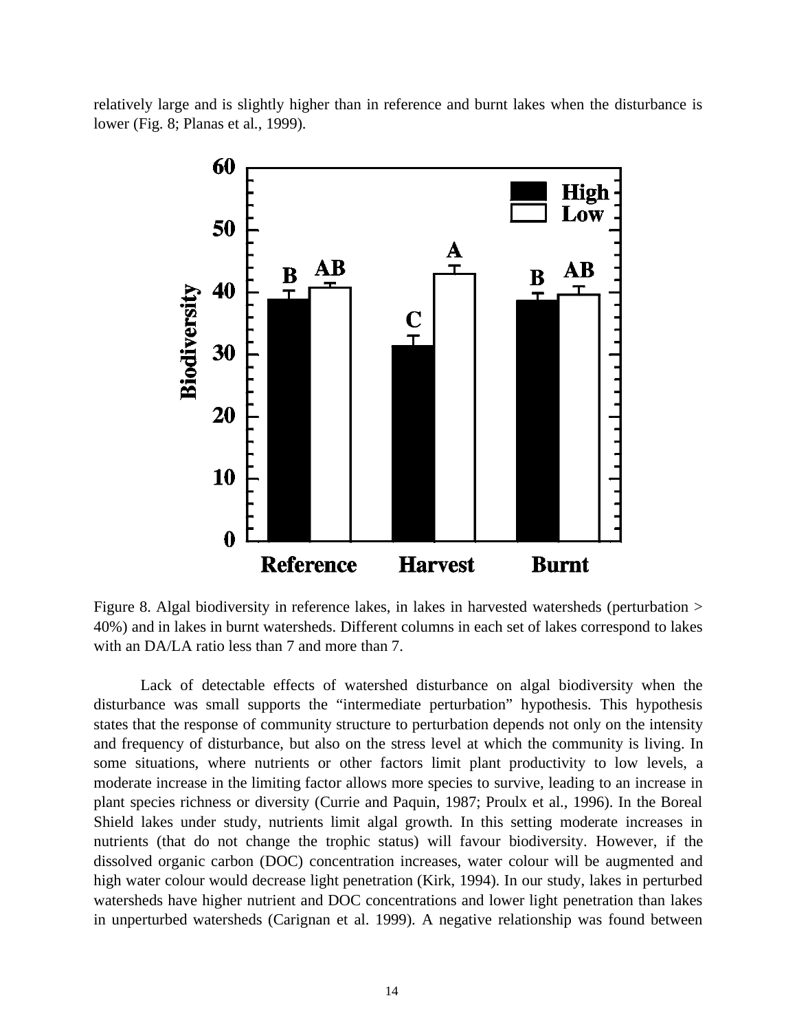relatively large and is slightly higher than in reference and burnt lakes when the disturbance is lower (Fig. 8; Planas et al., 1999).

60
50
40
30
20
10
0
Biodiversity
High
Low
B
AB
A
C
B
AB
Reference
Harvest
Burnt

Figure 8. Algal biodiversity in reference lakes, in lakes in harvested watersheds (perturbation > 40%) and in lakes in burnt watersheds. Different columns in each set of lakes correspond to lakes with an DA/LA ratio less than 7 and more than 7.

Lack of detectable effects of watershed disturbance on algal biodiversity when the disturbance was small supports the "intermediate perturbation" hypothesis. This hypothesis states that the response of community structure to perturbation depends not only on the intensity and frequency of disturbance, but also on the stress level at which the community is living. In some situations, where nutrients or other factors limit plant productivity to low levels, a moderate increase in the limiting factor allows more species to survive, leading to an increase in plant species richness or diversity (Currie and Paquin, 1987; Proulx et al., 1996). In the Boreal Shield lakes under study, nutrients limit algal growth. In this setting moderate increases in nutrients (that do not change the trophic status) will favour biodiversity. However, if the dissolved organic carbon (DOC) concentration increases, water colour will be augmented and high water colour would decrease light penetration (Kirk, 1994). In our study, lakes in perturbed watersheds have higher nutrient and DOC concentrations and lower light penetration than lakes in unperturbed watersheds (Carignan et al. 1999). A negative relationship was found between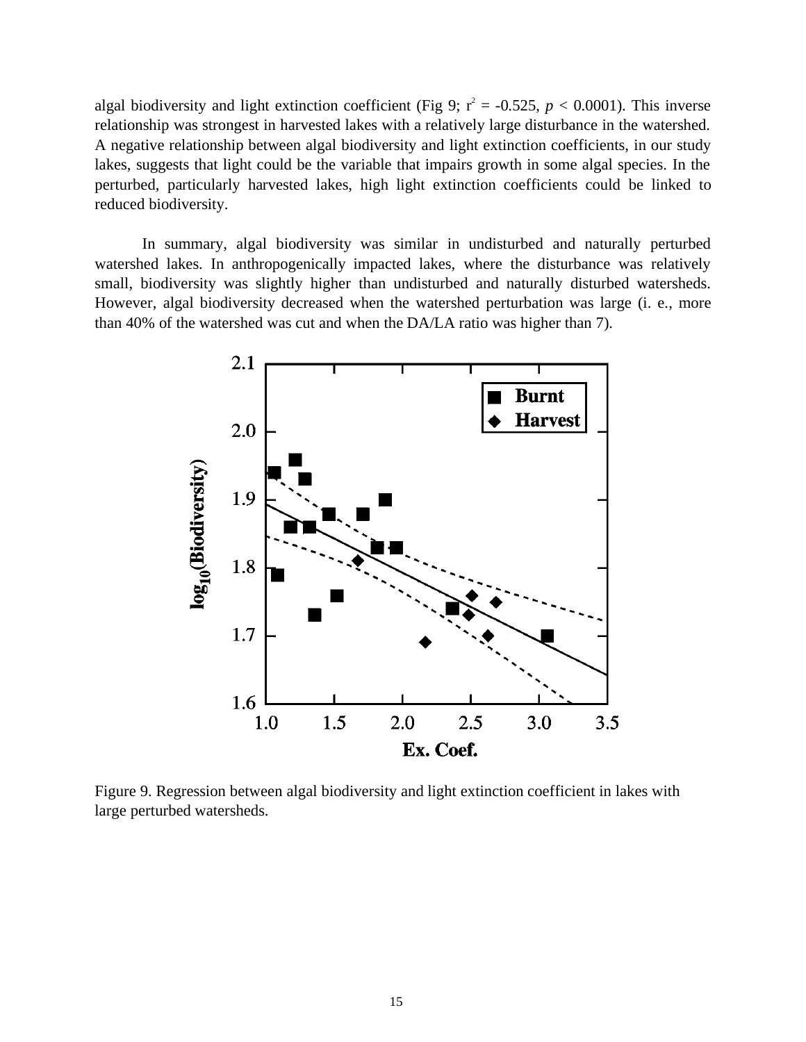algal biodiversity and light extinction coefficient (Fig 9; $r^2$ = -0.525, $p$ < 0.0001). This inverse relationship was strongest in harvested lakes with a relatively large disturbance in the watershed. A negative relationship between algal biodiversity and light extinction coefficients, in our study lakes, suggests that light could be the variable that impairs growth in some algal species. In the perturbed, particularly harvested lakes, high light extinction coefficients could be linked to reduced biodiversity.

In summary, algal biodiversity was similar in undisturbed and naturally perturbed watershed lakes. In anthropogenically impacted lakes, where the disturbance was relatively small, biodiversity was slightly higher than undisturbed and naturally disturbed watersheds. However, algal biodiversity decreased when the watershed perturbation was large (i. e., more than 40% of the watershed was cut and when the DA/LA ratio was higher than 7).

Burnt
Harvest

$\log_{10}$(Biodiversity)

2.1
2.0
1.9
1.8
1.7
1.6

1.0
1.5
2.0
2.5
3.0
3.5

Ex. Coef.

Figure 9. Regression between algal biodiversity and light extinction coefficient in lakes with large perturbed watersheds.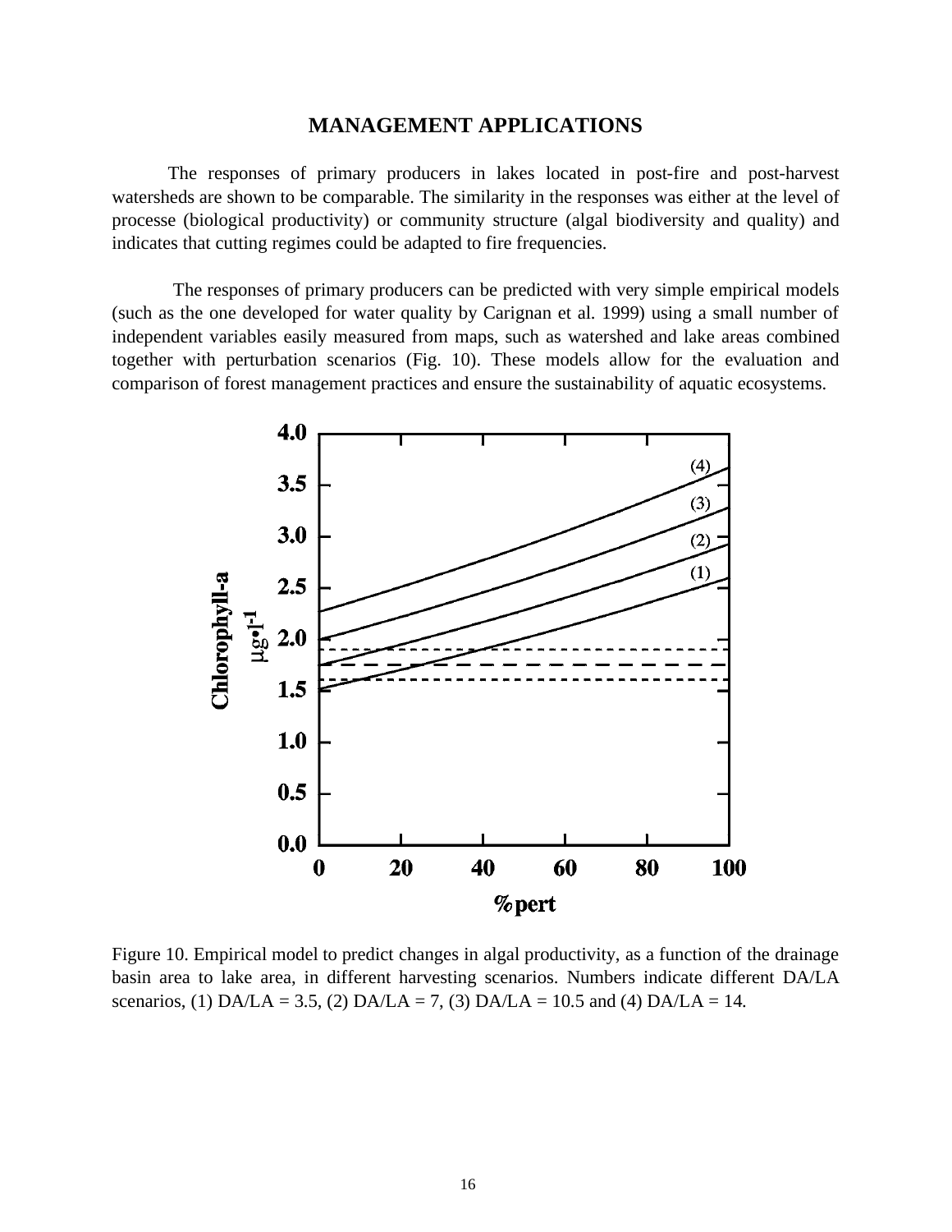## MANAGEMENT APPLICATIONS

The responses of primary producers in lakes located in post-fire and post-harvest watersheds are shown to be comparable. The similarity in the responses was either at the level of processe (biological productivity) or community structure (algal biodiversity and quality) and indicates that cutting regimes could be adapted to fire frequencies.

The responses of primary producers can be predicted with very simple empirical models (such as the one developed for water quality by Carignan et al. 1999) using a small number of independent variables easily measured from maps, such as watershed and lake areas combined together with perturbation scenarios (Fig. 10). These models allow for the evaluation and comparison of forest management practices and ensure the sustainability of aquatic ecosystems.

Chlorophyll-a
$\mu g \bullet l^{-1}$

4.0
3.5
3.0
2.5
2.0
1.5
1.0
0.5
0.0

0
20
40
60
80
100

% pert

(4)
(3)
(2)
(1)

Figure 10. Empirical model to predict changes in algal productivity, as a function of the drainage basin area to lake area, in different harvesting scenarios. Numbers indicate different DA/LA scenarios, (1) DA/LA = 3.5, (2) DA/LA = 7, (3) DA/LA = 10.5 and (4) DA/LA = 14.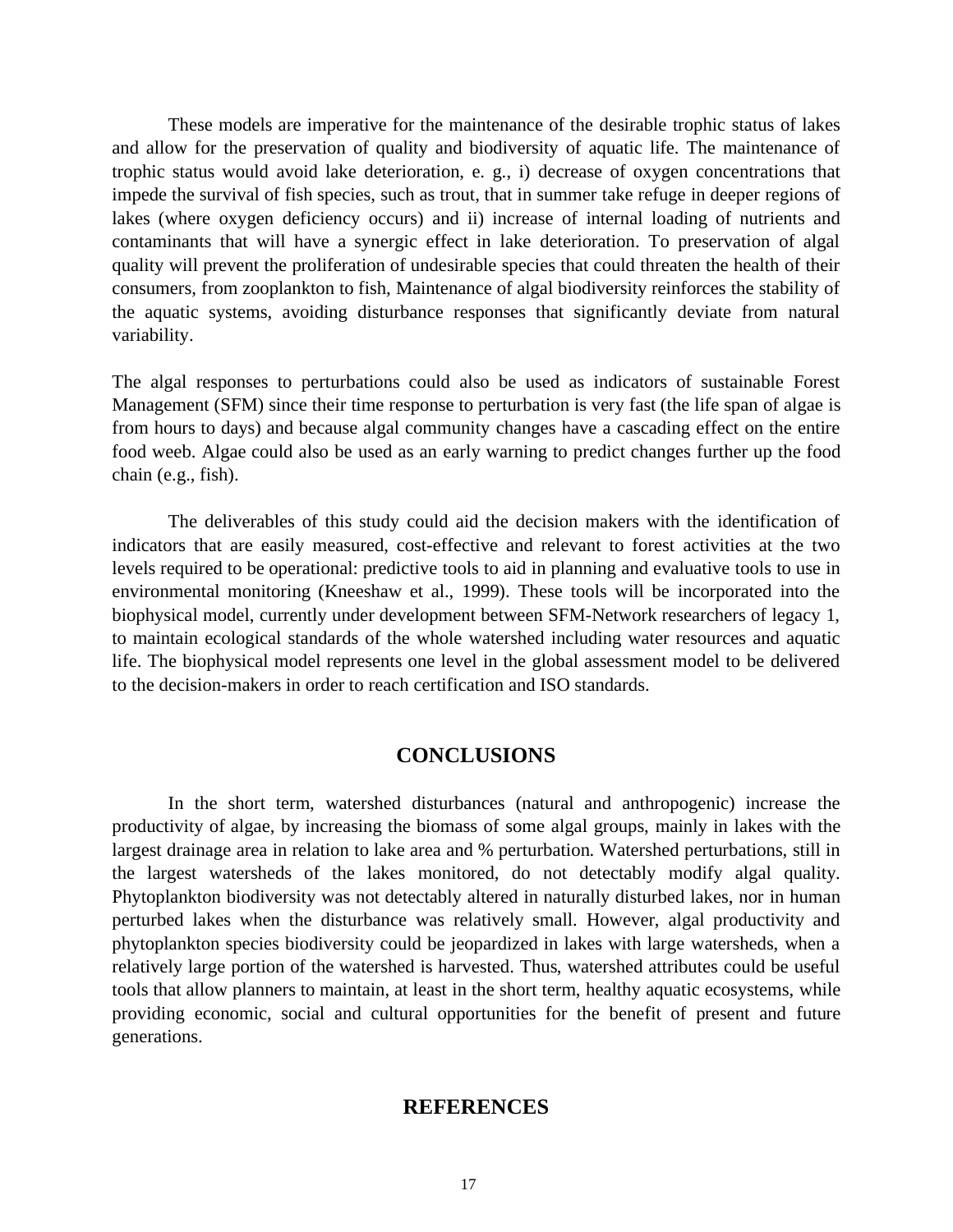These models are imperative for the maintenance of the desirable trophic status of lakes and allow for the preservation of quality and biodiversity of aquatic life. The maintenance of trophic status would avoid lake deterioration, e. g., i) decrease of oxygen concentrations that impede the survival of fish species, such as trout, that in summer take refuge in deeper regions of lakes (where oxygen deficiency occurs) and ii) increase of internal loading of nutrients and contaminants that will have a synergic effect in lake deterioration. To preservation of algal quality will prevent the proliferation of undesirable species that could threaten the health of their consumers, from zooplankton to fish, Maintenance of algal biodiversity reinforces the stability of the aquatic systems, avoiding disturbance responses that significantly deviate from natural variability.

The algal responses to perturbations could also be used as indicators of sustainable Forest Management (SFM) since their time response to perturbation is very fast (the life span of algae is from hours to days) and because algal community changes have a cascading effect on the entire food weeb. Algae could also be used as an early warning to predict changes further up the food chain (e.g., fish).

The deliverables of this study could aid the decision makers with the identification of indicators that are easily measured, cost-effective and relevant to forest activities at the two levels required to be operational: predictive tools to aid in planning and evaluative tools to use in environmental monitoring (Kneeshaw et al., 1999). These tools will be incorporated into the biophysical model, currently under development between SFM-Network researchers of legacy 1, to maintain ecological standards of the whole watershed including water resources and aquatic life. The biophysical model represents one level in the global assessment model to be delivered to the decision-makers in order to reach certification and ISO standards.

## CONCLUSIONS

In the short term, watershed disturbances (natural and anthropogenic) increase the productivity of algae, by increasing the biomass of some algal groups, mainly in lakes with the largest drainage area in relation to lake area and % perturbation. Watershed perturbations, still in the largest watersheds of the lakes monitored, do not detectably modify algal quality. Phytoplankton biodiversity was not detectably altered in naturally disturbed lakes, nor in human perturbed lakes when the disturbance was relatively small. However, algal productivity and phytoplankton species biodiversity could be jeopardized in lakes with large watersheds, when a relatively large portion of the watershed is harvested. Thus, watershed attributes could be useful tools that allow planners to maintain, at least in the short term, healthy aquatic ecosystems, while providing economic, social and cultural opportunities for the benefit of present and future generations.

## REFERENCES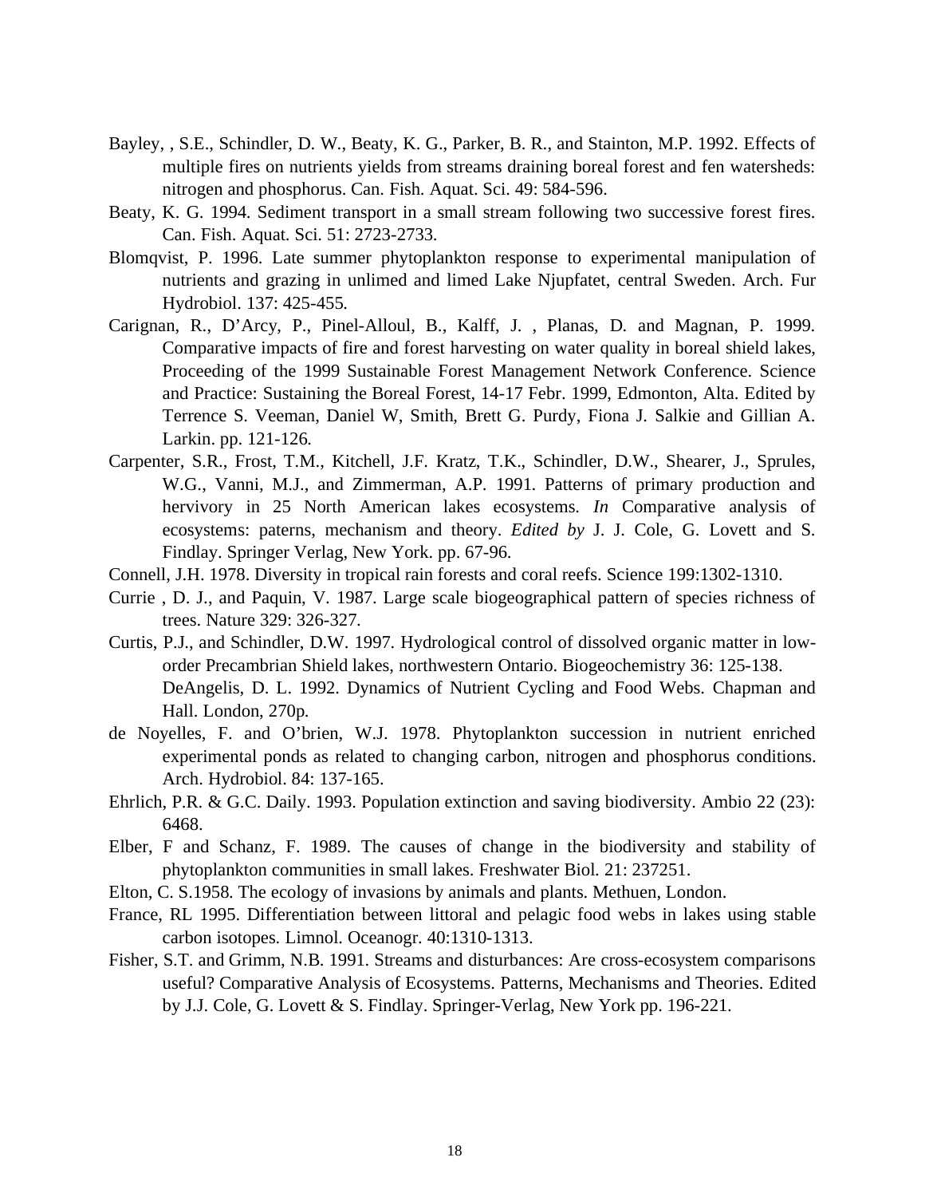Bayley, , S.E., Schindler, D. W., Beaty, K. G., Parker, B. R., and Stainton, M.P. 1992. Effects of multiple fires on nutrients yields from streams draining boreal forest and fen watersheds: nitrogen and phosphorus. Can. Fish. Aquat. Sci. 49: 584-596.

Beaty, K. G. 1994. Sediment transport in a small stream following two successive forest fires. Can. Fish. Aquat. Sci. 51: 2723-2733.

Blomqvist, P. 1996. Late summer phytoplankton response to experimental manipulation of nutrients and grazing in unlimed and limed Lake Njupfatet, central Sweden. Arch. Fur Hydrobiol. 137: 425-455.

Carignan, R., D'Arcy, P., Pinel-Alloul, B., Kalff, J. , Planas, D. and Magnan, P. 1999. Comparative impacts of fire and forest harvesting on water quality in boreal shield lakes, Proceeding of the 1999 Sustainable Forest Management Network Conference. Science and Practice: Sustaining the Boreal Forest, 14-17 Febr. 1999, Edmonton, Alta. Edited by Terrence S. Veeman, Daniel W, Smith, Brett G. Purdy, Fiona J. Salkie and Gillian A. Larkin. pp. 121-126.

Carpenter, S.R., Frost, T.M., Kitchell, J.F. Kratz, T.K., Schindler, D.W., Shearer, J., Sprules, W.G., Vanni, M.J., and Zimmerman, A.P. 1991. Patterns of primary production and hervivory in 25 North American lakes ecosystems. *In* Comparative analysis of ecosystems: paterns, mechanism and theory. *Edited by* J. J. Cole, G. Lovett and S. Findlay. Springer Verlag, New York. pp. 67-96.

Connell, J.H. 1978. Diversity in tropical rain forests and coral reefs. Science 199:1302-1310.

Currie , D. J., and Paquin, V. 1987. Large scale biogeographical pattern of species richness of trees. Nature 329: 326-327.

Curtis, P.J., and Schindler, D.W. 1997. Hydrological control of dissolved organic matter in low-order Precambrian Shield lakes, northwestern Ontario. Biogeochemistry 36: 125-138. DeAngelis, D. L. 1992. Dynamics of Nutrient Cycling and Food Webs. Chapman and Hall. London, 270p.

de Noyelles, F. and O'brien, W.J. 1978. Phytoplankton succession in nutrient enriched experimental ponds as related to changing carbon, nitrogen and phosphorus conditions. Arch. Hydrobiol. 84: 137-165.

Ehrlich, P.R. & G.C. Daily. 1993. Population extinction and saving biodiversity. Ambio 22 (23): 6468.

Elber, F and Schanz, F. 1989. The causes of change in the biodiversity and stability of phytoplankton communities in small lakes. Freshwater Biol. 21: 237251.

Elton, C. S.1958. The ecology of invasions by animals and plants. Methuen, London.

France, RL 1995. Differentiation between littoral and pelagic food webs in lakes using stable carbon isotopes. Limnol. Oceanogr. 40:1310-1313.

Fisher, S.T. and Grimm, N.B. 1991. Streams and disturbances: Are cross-ecosystem comparisons useful? Comparative Analysis of Ecosystems. Patterns, Mechanisms and Theories. Edited by J.J. Cole, G. Lovett & S. Findlay. Springer-Verlag, New York pp. 196-221.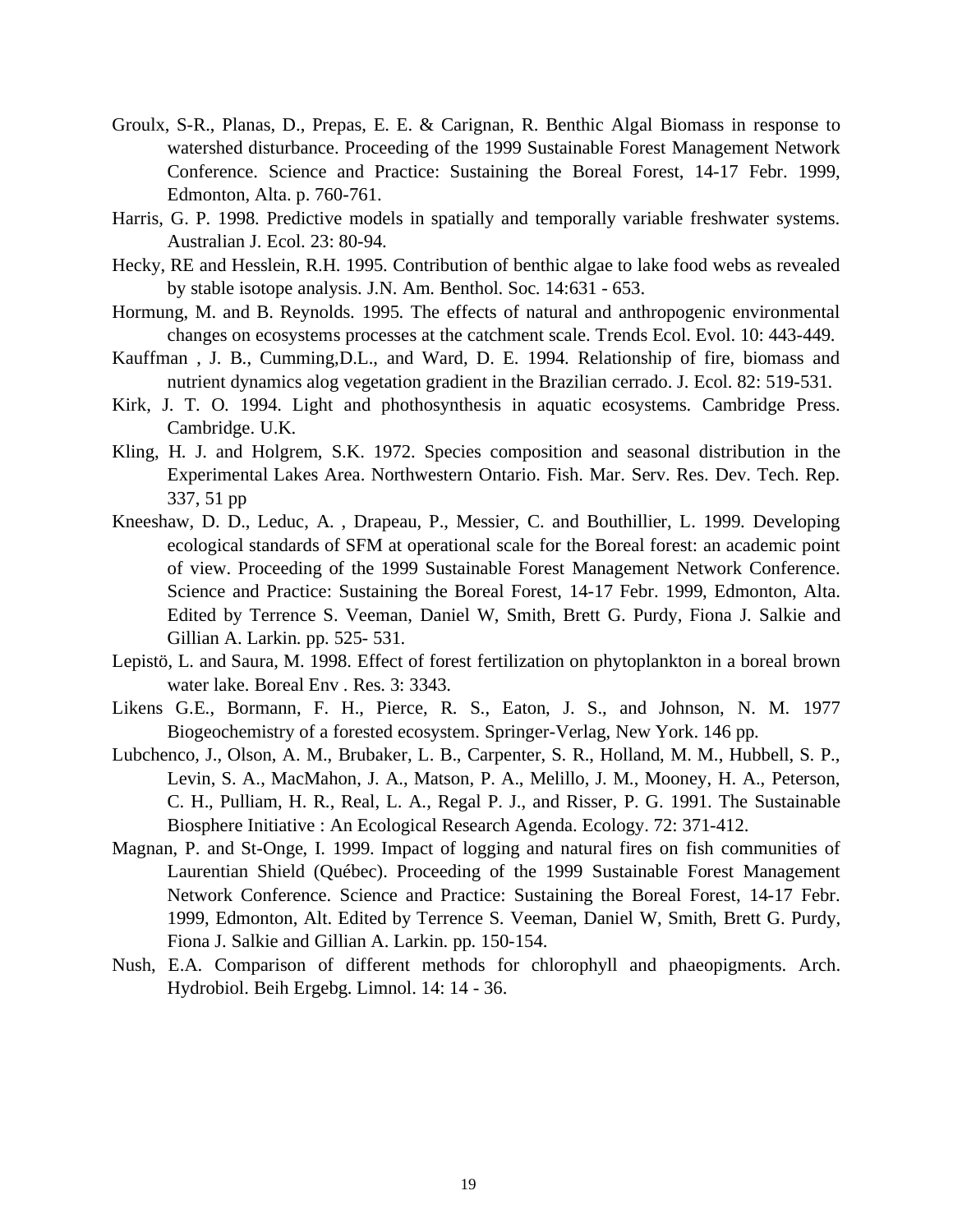Groulx, S-R., Planas, D., Prepas, E. E. & Carignan, R. Benthic Algal Biomass in response to watershed disturbance. Proceeding of the 1999 Sustainable Forest Management Network Conference. Science and Practice: Sustaining the Boreal Forest, 14-17 Febr. 1999, Edmonton, Alta. p. 760-761.

Harris, G. P. 1998. Predictive models in spatially and temporally variable freshwater systems. Australian J. Ecol. 23: 80-94.

Hecky, RE and Hesslein, R.H. 1995. Contribution of benthic algae to lake food webs as revealed by stable isotope analysis. J.N. Am. Benthol. Soc. 14:631 - 653.

Hormung, M. and B. Reynolds. 1995. The effects of natural and anthropogenic environmental changes on ecosystems processes at the catchment scale. Trends Ecol. Evol. 10: 443-449.

Kauffman , J. B., Cumming,D.L., and Ward, D. E. 1994. Relationship of fire, biomass and nutrient dynamics alog vegetation gradient in the Brazilian cerrado. J. Ecol. 82: 519-531.

Kirk, J. T. O. 1994. Light and phothosynthesis in aquatic ecosystems. Cambridge Press. Cambridge. U.K.

Kling, H. J. and Holgrem, S.K. 1972. Species composition and seasonal distribution in the Experimental Lakes Area. Northwestern Ontario. Fish. Mar. Serv. Res. Dev. Tech. Rep. 337, 51 pp

Kneeshaw, D. D., Leduc, A. , Drapeau, P., Messier, C. and Bouthillier, L. 1999. Developing ecological standards of SFM at operational scale for the Boreal forest: an academic point of view. Proceeding of the 1999 Sustainable Forest Management Network Conference. Science and Practice: Sustaining the Boreal Forest, 14-17 Febr. 1999, Edmonton, Alta. Edited by Terrence S. Veeman, Daniel W, Smith, Brett G. Purdy, Fiona J. Salkie and Gillian A. Larkin. pp. 525- 531.

Lepistö, L. and Saura, M. 1998. Effect of forest fertilization on phytoplankton in a boreal brown water lake. Boreal Env . Res. 3: 3343.

Likens G.E., Bormann, F. H., Pierce, R. S., Eaton, J. S., and Johnson, N. M. 1977 Biogeochemistry of a forested ecosystem. Springer-Verlag, New York. 146 pp.

Lubchenco, J., Olson, A. M., Brubaker, L. B., Carpenter, S. R., Holland, M. M., Hubbell, S. P., Levin, S. A., MacMahon, J. A., Matson, P. A., Melillo, J. M., Mooney, H. A., Peterson, C. H., Pulliam, H. R., Real, L. A., Regal P. J., and Risser, P. G. 1991. The Sustainable Biosphere Initiative : An Ecological Research Agenda. Ecology. 72: 371-412.

Magnan, P. and St-Onge, I. 1999. Impact of logging and natural fires on fish communities of Laurentian Shield (Québec). Proceeding of the 1999 Sustainable Forest Management Network Conference. Science and Practice: Sustaining the Boreal Forest, 14-17 Febr. 1999, Edmonton, Alt. Edited by Terrence S. Veeman, Daniel W, Smith, Brett G. Purdy, Fiona J. Salkie and Gillian A. Larkin. pp. 150-154.

Nush, E.A. Comparison of different methods for chlorophyll and phaeopigments. Arch. Hydrobiol. Beih Ergebg. Limnol. 14: 14 - 36.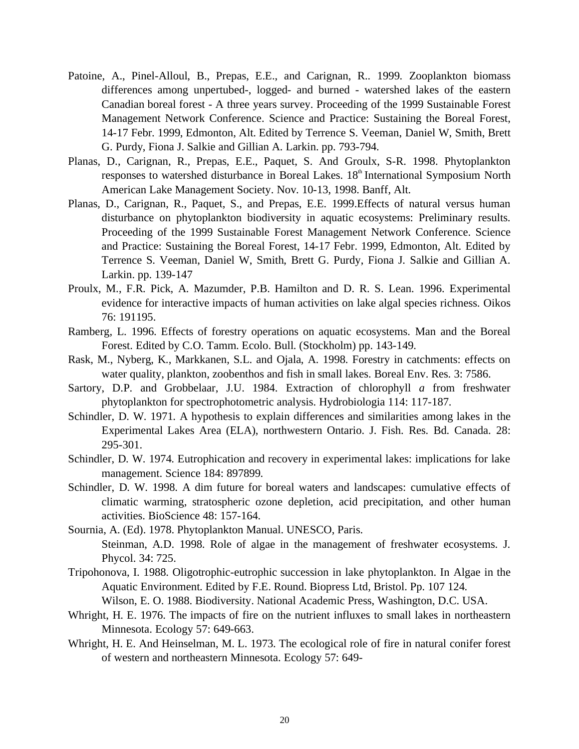Patoine, A., Pinel-Alloul, B., Prepas, E.E., and Carignan, R.. 1999. Zooplankton biomass differences among unpertubed-, logged- and burned - watershed lakes of the eastern Canadian boreal forest - A three years survey. Proceeding of the 1999 Sustainable Forest Management Network Conference. Science and Practice: Sustaining the Boreal Forest, 14-17 Febr. 1999, Edmonton, Alt. Edited by Terrence S. Veeman, Daniel W, Smith, Brett G. Purdy, Fiona J. Salkie and Gillian A. Larkin. pp. 793-794.

Planas, D., Carignan, R., Prepas, E.E., Paquet, S. And Groulx, S-R. 1998. Phytoplankton responses to watershed disturbance in Boreal Lakes. 18th International Symposium North American Lake Management Society. Nov. 10-13, 1998. Banff, Alt.

Planas, D., Carignan, R., Paquet, S., and Prepas, E.E. 1999.Effects of natural versus human disturbance on phytoplankton biodiversity in aquatic ecosystems: Preliminary results. Proceeding of the 1999 Sustainable Forest Management Network Conference. Science and Practice: Sustaining the Boreal Forest, 14-17 Febr. 1999, Edmonton, Alt. Edited by Terrence S. Veeman, Daniel W, Smith, Brett G. Purdy, Fiona J. Salkie and Gillian A. Larkin. pp. 139-147

Proulx, M., F.R. Pick, A. Mazumder, P.B. Hamilton and D. R. S. Lean. 1996. Experimental evidence for interactive impacts of human activities on lake algal species richness. Oikos 76: 191195.

Ramberg, L. 1996. Effects of forestry operations on aquatic ecosystems. Man and the Boreal Forest. Edited by C.O. Tamm. Ecolo. Bull. (Stockholm) pp. 143-149.

Rask, M., Nyberg, K., Markkanen, S.L. and Ojala, A. 1998. Forestry in catchments: effects on water quality, plankton, zoobenthos and fish in small lakes. Boreal Env. Res. 3: 7586.

Sartory, D.P. and Grobbelaar, J.U. 1984. Extraction of chlorophyll *a* from freshwater phytoplankton for spectrophotometric analysis. Hydrobiologia 114: 117-187.

Schindler, D. W. 1971. A hypothesis to explain differences and similarities among lakes in the Experimental Lakes Area (ELA), northwestern Ontario. J. Fish. Res. Bd. Canada. 28: 295-301.

Schindler, D. W. 1974. Eutrophication and recovery in experimental lakes: implications for lake management. Science 184: 897899.

Schindler, D. W. 1998. A dim future for boreal waters and landscapes: cumulative effects of climatic warming, stratospheric ozone depletion, acid precipitation, and other human activities. BioScience 48: 157-164.

Sournia, A. (Ed). 1978. Phytoplankton Manual. UNESCO, Paris.
Steinman, A.D. 1998. Role of algae in the management of freshwater ecosystems. J. Phycol. 34: 725.

Tripohonova, I. 1988. Oligotrophic-eutrophic succession in lake phytoplankton. In Algae in the Aquatic Environment. Edited by F.E. Round. Biopress Ltd, Bristol. Pp. 107 124.
Wilson, E. O. 1988. Biodiversity. National Academic Press, Washington, D.C. USA.

Whright, H. E. 1976. The impacts of fire on the nutrient influxes to small lakes in northeastern Minnesota. Ecology 57: 649-663.

Whright, H. E. And Heinselman, M. L. 1973. The ecological role of fire in natural conifer forest of western and northeastern Minnesota. Ecology 57: 649-